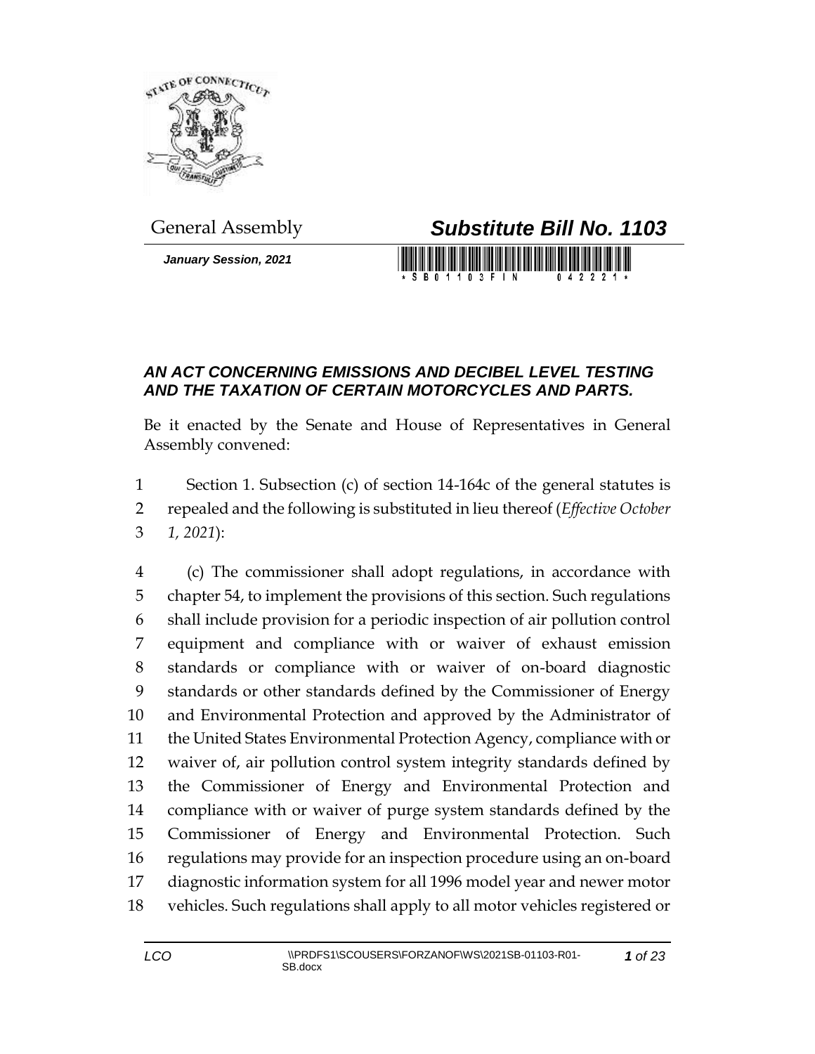General Assembly

# *Substitute Bill No. 1103*

***January Session, 2021***

## *AN ACT CONCERNING EMISSIONS AND DECIBEL LEVEL TESTING AND THE TAXATION OF CERTAIN MOTORCYCLES AND PARTS.*

Be it enacted by the Senate and House of Representatives in General Assembly convened:

1 Section 1. Subsection (c) of section 14-164c of the general statutes is
2 repealed and the following is substituted in lieu thereof (*Effective October*
3 *1, 2021*):

4 (c) The commissioner shall adopt regulations, in accordance with
5 chapter 54, to implement the provisions of this section. Such regulations
6 shall include provision for a periodic inspection of air pollution control
7 equipment and compliance with or waiver of exhaust emission
8 standards or compliance with or waiver of on-board diagnostic
9 standards or other standards defined by the Commissioner of Energy
10 and Environmental Protection and approved by the Administrator of
11 the United States Environmental Protection Agency, compliance with or
12 waiver of, air pollution control system integrity standards defined by
13 the Commissioner of Energy and Environmental Protection and
14 compliance with or waiver of purge system standards defined by the
15 Commissioner of Energy and Environmental Protection. Such
16 regulations may provide for an inspection procedure using an on-board
17 diagnostic information system for all 1996 model year and newer motor
18 vehicles. Such regulations shall apply to all motor vehicles registered or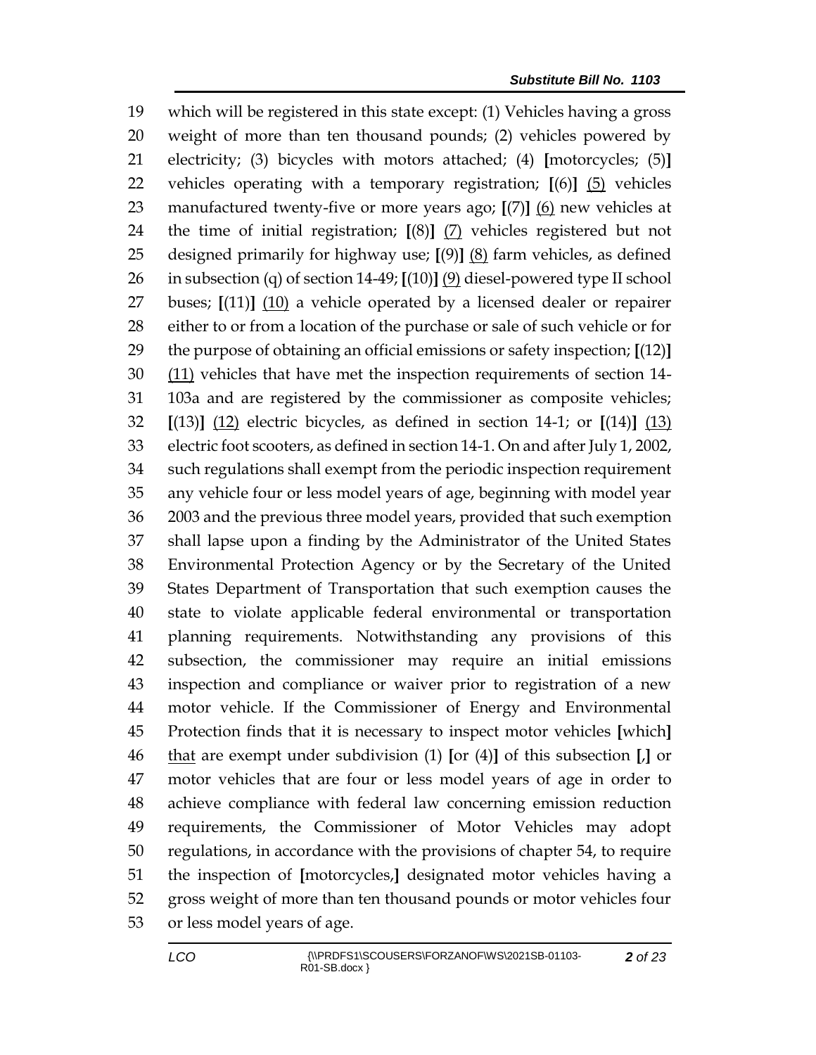19 which will be registered in this state except: (1) Vehicles having a gross
20 weight of more than ten thousand pounds; (2) vehicles powered by
21 electricity; (3) bicycles with motors attached; (4) **[**motorcycles; (5)**]**
22 vehicles operating with a temporary registration; **[**(6)**]** <u>(5)</u> vehicles
23 manufactured twenty-five or more years ago; **[**(7)**]** <u>(6)</u> new vehicles at
24 the time of initial registration; **[**(8)**]** <u>(7)</u> vehicles registered but not
25 designed primarily for highway use; **[**(9)**]** <u>(8)</u> farm vehicles, as defined
26 in subsection (q) of section 14-49; **[**(10)**]** <u>(9)</u> diesel-powered type II school
27 buses; **[**(11)**]** <u>(10)</u> a vehicle operated by a licensed dealer or repairer
28 either to or from a location of the purchase or sale of such vehicle or for
29 the purpose of obtaining an official emissions or safety inspection; **[**(12)**]**
30 <u>(11)</u> vehicles that have met the inspection requirements of section 14-
31 103a and are registered by the commissioner as composite vehicles;
32 **[**(13)**]** <u>(12)</u> electric bicycles, as defined in section 14-1; or **[**(14)**]** <u>(13)</u>
33 electric foot scooters, as defined in section 14-1. On and after July 1, 2002,
34 such regulations shall exempt from the periodic inspection requirement
35 any vehicle four or less model years of age, beginning with model year
36 2003 and the previous three model years, provided that such exemption
37 shall lapse upon a finding by the Administrator of the United States
38 Environmental Protection Agency or by the Secretary of the United
39 States Department of Transportation that such exemption causes the
40 state to violate applicable federal environmental or transportation
41 planning requirements. Notwithstanding any provisions of this
42 subsection, the commissioner may require an initial emissions
43 inspection and compliance or waiver prior to registration of a new
44 motor vehicle. If the Commissioner of Energy and Environmental
45 Protection finds that it is necessary to inspect motor vehicles **[**which**]**
46 <u>that</u> are exempt under subdivision (1) **[**or (4)**]** of this subsection **[**,**]** or
47 motor vehicles that are four or less model years of age in order to
48 achieve compliance with federal law concerning emission reduction
49 requirements, the Commissioner of Motor Vehicles may adopt
50 regulations, in accordance with the provisions of chapter 54, to require
51 the inspection of **[**motorcycles,**]** designated motor vehicles having a
52 gross weight of more than ten thousand pounds or motor vehicles four
53 or less model years of age.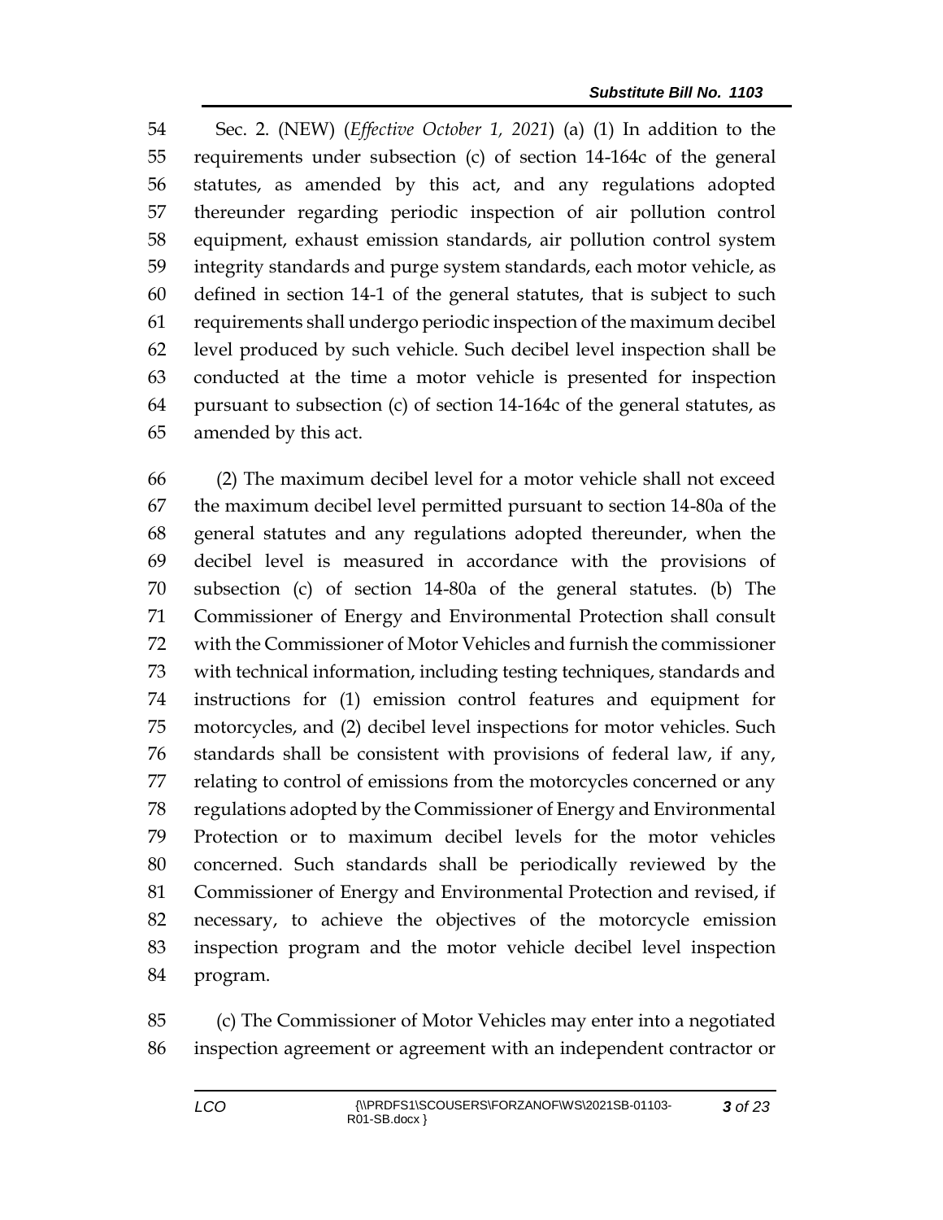Sec. 2. (NEW) (*Effective October 1, 2021*) (a) (1) In addition to the requirements under subsection (c) of section 14-164c of the general statutes, as amended by this act, and any regulations adopted thereunder regarding periodic inspection of air pollution control equipment, exhaust emission standards, air pollution control system integrity standards and purge system standards, each motor vehicle, as defined in section 14-1 of the general statutes, that is subject to such requirements shall undergo periodic inspection of the maximum decibel level produced by such vehicle. Such decibel level inspection shall be conducted at the time a motor vehicle is presented for inspection pursuant to subsection (c) of section 14-164c of the general statutes, as amended by this act.

(2) The maximum decibel level for a motor vehicle shall not exceed the maximum decibel level permitted pursuant to section 14-80a of the general statutes and any regulations adopted thereunder, when the decibel level is measured in accordance with the provisions of subsection (c) of section 14-80a of the general statutes. (b) The Commissioner of Energy and Environmental Protection shall consult with the Commissioner of Motor Vehicles and furnish the commissioner with technical information, including testing techniques, standards and instructions for (1) emission control features and equipment for motorcycles, and (2) decibel level inspections for motor vehicles. Such standards shall be consistent with provisions of federal law, if any, relating to control of emissions from the motorcycles concerned or any regulations adopted by the Commissioner of Energy and Environmental Protection or to maximum decibel levels for the motor vehicles concerned. Such standards shall be periodically reviewed by the Commissioner of Energy and Environmental Protection and revised, if necessary, to achieve the objectives of the motorcycle emission inspection program and the motor vehicle decibel level inspection program.

(c) The Commissioner of Motor Vehicles may enter into a negotiated inspection agreement or agreement with an independent contractor or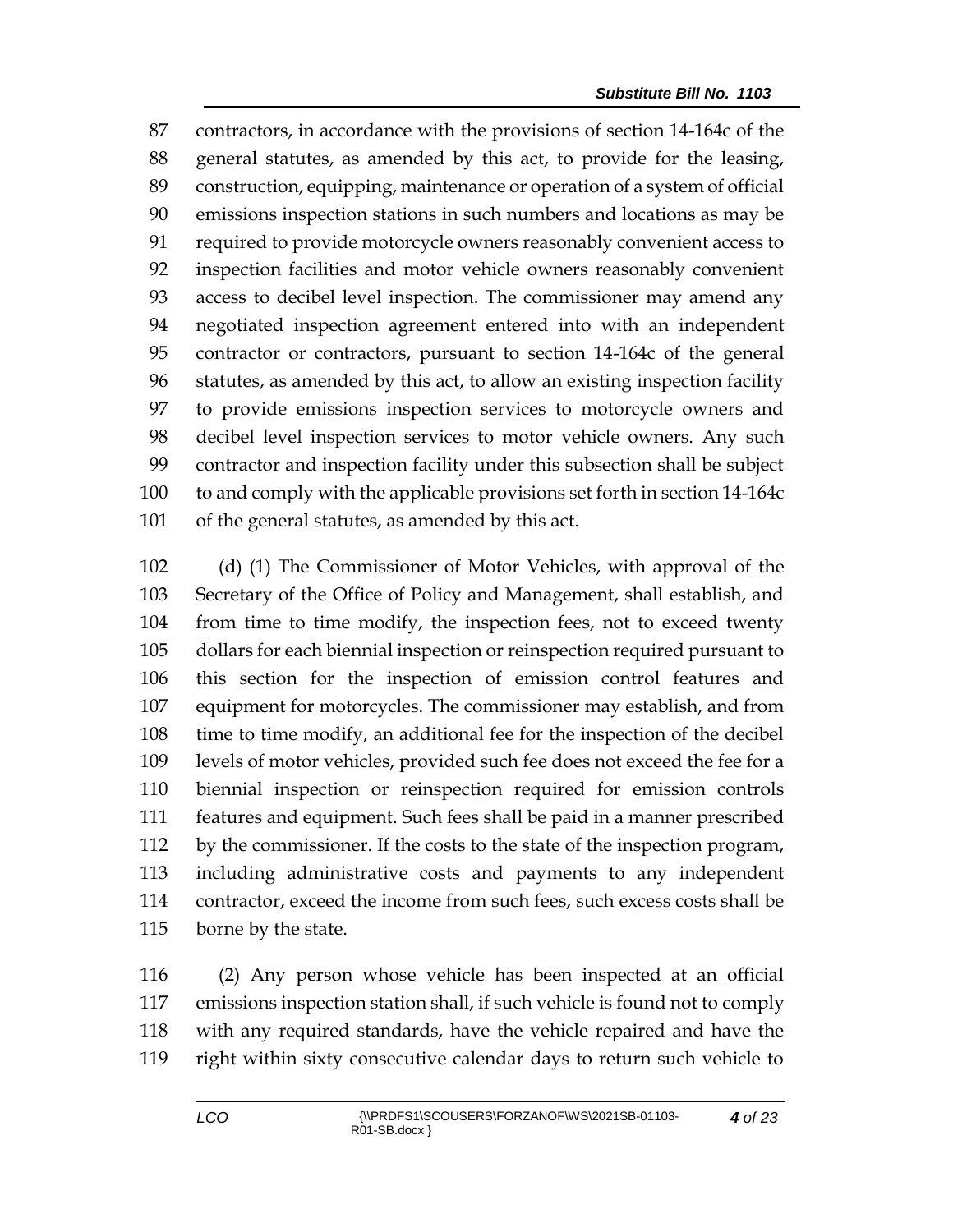contractors, in accordance with the provisions of section 14-164c of the general statutes, as amended by this act, to provide for the leasing, construction, equipping, maintenance or operation of a system of official emissions inspection stations in such numbers and locations as may be required to provide motorcycle owners reasonably convenient access to inspection facilities and motor vehicle owners reasonably convenient access to decibel level inspection. The commissioner may amend any negotiated inspection agreement entered into with an independent contractor or contractors, pursuant to section 14-164c of the general statutes, as amended by this act, to allow an existing inspection facility to provide emissions inspection services to motorcycle owners and decibel level inspection services to motor vehicle owners. Any such contractor and inspection facility under this subsection shall be subject to and comply with the applicable provisions set forth in section 14-164c of the general statutes, as amended by this act.

(d) (1) The Commissioner of Motor Vehicles, with approval of the Secretary of the Office of Policy and Management, shall establish, and from time to time modify, the inspection fees, not to exceed twenty dollars for each biennial inspection or reinspection required pursuant to this section for the inspection of emission control features and equipment for motorcycles. The commissioner may establish, and from time to time modify, an additional fee for the inspection of the decibel levels of motor vehicles, provided such fee does not exceed the fee for a biennial inspection or reinspection required for emission controls features and equipment. Such fees shall be paid in a manner prescribed by the commissioner. If the costs to the state of the inspection program, including administrative costs and payments to any independent contractor, exceed the income from such fees, such excess costs shall be borne by the state.

(2) Any person whose vehicle has been inspected at an official emissions inspection station shall, if such vehicle is found not to comply with any required standards, have the vehicle repaired and have the right within sixty consecutive calendar days to return such vehicle to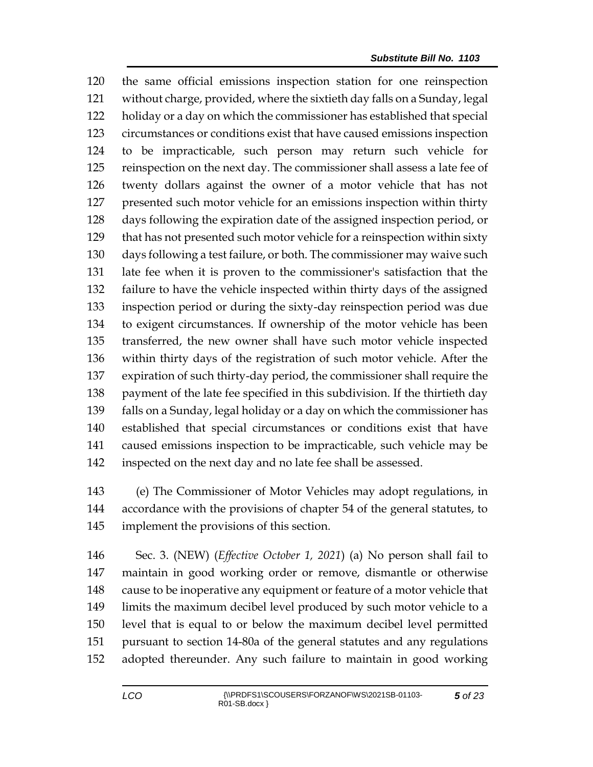the same official emissions inspection station for one reinspection without charge, provided, where the sixtieth day falls on a Sunday, legal holiday or a day on which the commissioner has established that special circumstances or conditions exist that have caused emissions inspection to be impracticable, such person may return such vehicle for reinspection on the next day. The commissioner shall assess a late fee of twenty dollars against the owner of a motor vehicle that has not presented such motor vehicle for an emissions inspection within thirty days following the expiration date of the assigned inspection period, or that has not presented such motor vehicle for a reinspection within sixty days following a test failure, or both. The commissioner may waive such late fee when it is proven to the commissioner's satisfaction that the failure to have the vehicle inspected within thirty days of the assigned inspection period or during the sixty-day reinspection period was due to exigent circumstances. If ownership of the motor vehicle has been transferred, the new owner shall have such motor vehicle inspected within thirty days of the registration of such motor vehicle. After the expiration of such thirty-day period, the commissioner shall require the payment of the late fee specified in this subdivision. If the thirtieth day falls on a Sunday, legal holiday or a day on which the commissioner has established that special circumstances or conditions exist that have caused emissions inspection to be impracticable, such vehicle may be inspected on the next day and no late fee shall be assessed.

(e) The Commissioner of Motor Vehicles may adopt regulations, in accordance with the provisions of chapter 54 of the general statutes, to implement the provisions of this section.

Sec. 3. (NEW) (*Effective October 1, 2021*) (a) No person shall fail to maintain in good working order or remove, dismantle or otherwise cause to be inoperative any equipment or feature of a motor vehicle that limits the maximum decibel level produced by such motor vehicle to a level that is equal to or below the maximum decibel level permitted pursuant to section 14-80a of the general statutes and any regulations adopted thereunder. Any such failure to maintain in good working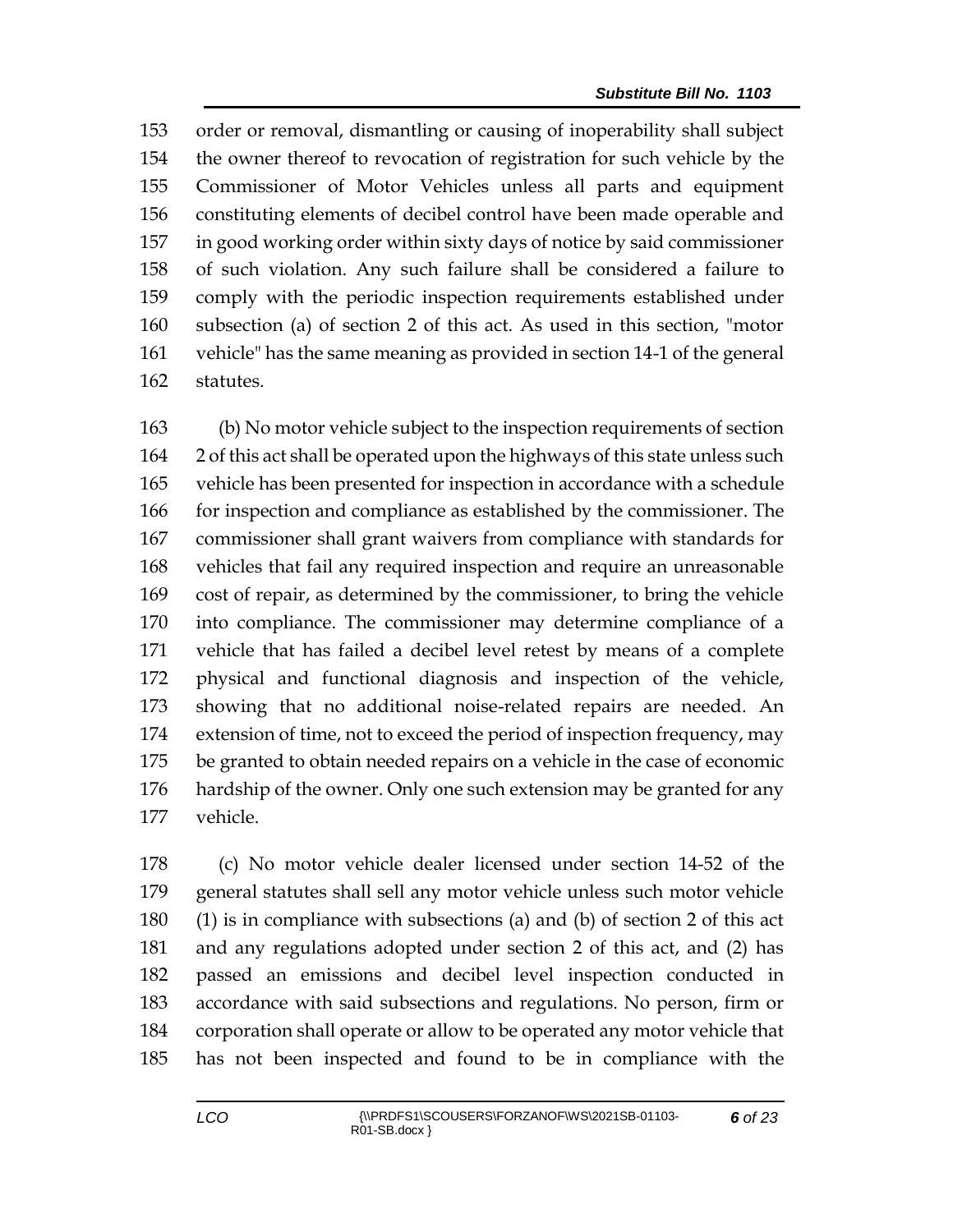order or removal, dismantling or causing of inoperability shall subject the owner thereof to revocation of registration for such vehicle by the Commissioner of Motor Vehicles unless all parts and equipment constituting elements of decibel control have been made operable and in good working order within sixty days of notice by said commissioner of such violation. Any such failure shall be considered a failure to comply with the periodic inspection requirements established under subsection (a) of section 2 of this act. As used in this section, "motor vehicle" has the same meaning as provided in section 14-1 of the general statutes.

(b) No motor vehicle subject to the inspection requirements of section 2 of this act shall be operated upon the highways of this state unless such vehicle has been presented for inspection in accordance with a schedule for inspection and compliance as established by the commissioner. The commissioner shall grant waivers from compliance with standards for vehicles that fail any required inspection and require an unreasonable cost of repair, as determined by the commissioner, to bring the vehicle into compliance. The commissioner may determine compliance of a vehicle that has failed a decibel level retest by means of a complete physical and functional diagnosis and inspection of the vehicle, showing that no additional noise-related repairs are needed. An extension of time, not to exceed the period of inspection frequency, may be granted to obtain needed repairs on a vehicle in the case of economic hardship of the owner. Only one such extension may be granted for any vehicle.

(c) No motor vehicle dealer licensed under section 14-52 of the general statutes shall sell any motor vehicle unless such motor vehicle (1) is in compliance with subsections (a) and (b) of section 2 of this act and any regulations adopted under section 2 of this act, and (2) has passed an emissions and decibel level inspection conducted in accordance with said subsections and regulations. No person, firm or corporation shall operate or allow to be operated any motor vehicle that has not been inspected and found to be in compliance with the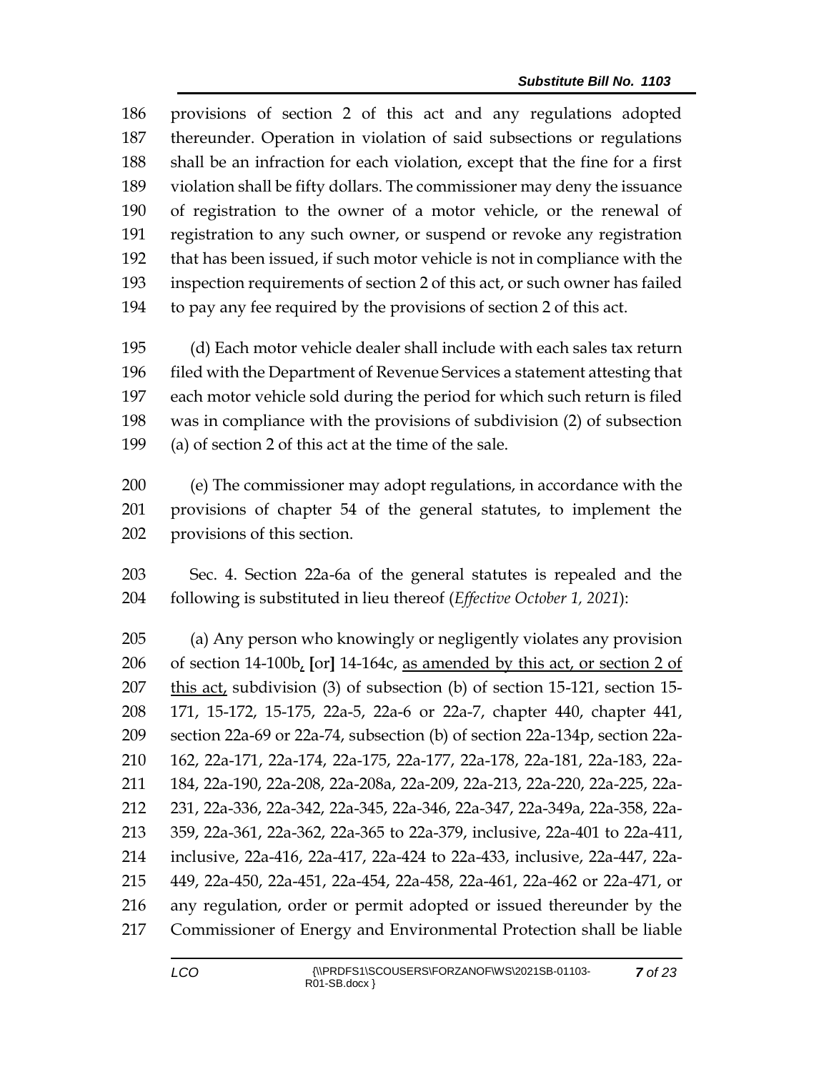provisions of section 2 of this act and any regulations adopted thereunder. Operation in violation of said subsections or regulations shall be an infraction for each violation, except that the fine for a first violation shall be fifty dollars. The commissioner may deny the issuance of registration to the owner of a motor vehicle, or the renewal of registration to any such owner, or suspend or revoke any registration that has been issued, if such motor vehicle is not in compliance with the inspection requirements of section 2 of this act, or such owner has failed to pay any fee required by the provisions of section 2 of this act.

(d) Each motor vehicle dealer shall include with each sales tax return filed with the Department of Revenue Services a statement attesting that each motor vehicle sold during the period for which such return is filed was in compliance with the provisions of subdivision (2) of subsection (a) of section 2 of this act at the time of the sale.

(e) The commissioner may adopt regulations, in accordance with the provisions of chapter 54 of the general statutes, to implement the provisions of this section.

Sec. 4. Section 22a-6a of the general statutes is repealed and the following is substituted in lieu thereof (*Effective October 1, 2021*):

(a) Any person who knowingly or negligently violates any provision of section 14-100b<u>,</u> [or] 14-164c, <u>as amended by this act, or section 2 of this act,</u> subdivision (3) of subsection (b) of section 15-121, section 15-171, 15-172, 15-175, 22a-5, 22a-6 or 22a-7, chapter 440, chapter 441, section 22a-69 or 22a-74, subsection (b) of section 22a-134p, section 22a-162, 22a-171, 22a-174, 22a-175, 22a-177, 22a-178, 22a-181, 22a-183, 22a-184, 22a-190, 22a-208, 22a-208a, 22a-209, 22a-213, 22a-220, 22a-225, 22a-231, 22a-336, 22a-342, 22a-345, 22a-346, 22a-347, 22a-349a, 22a-358, 22a-359, 22a-361, 22a-362, 22a-365 to 22a-379, inclusive, 22a-401 to 22a-411, inclusive, 22a-416, 22a-417, 22a-424 to 22a-433, inclusive, 22a-447, 22a-449, 22a-450, 22a-451, 22a-454, 22a-458, 22a-461, 22a-462 or 22a-471, or any regulation, order or permit adopted or issued thereunder by the Commissioner of Energy and Environmental Protection shall be liable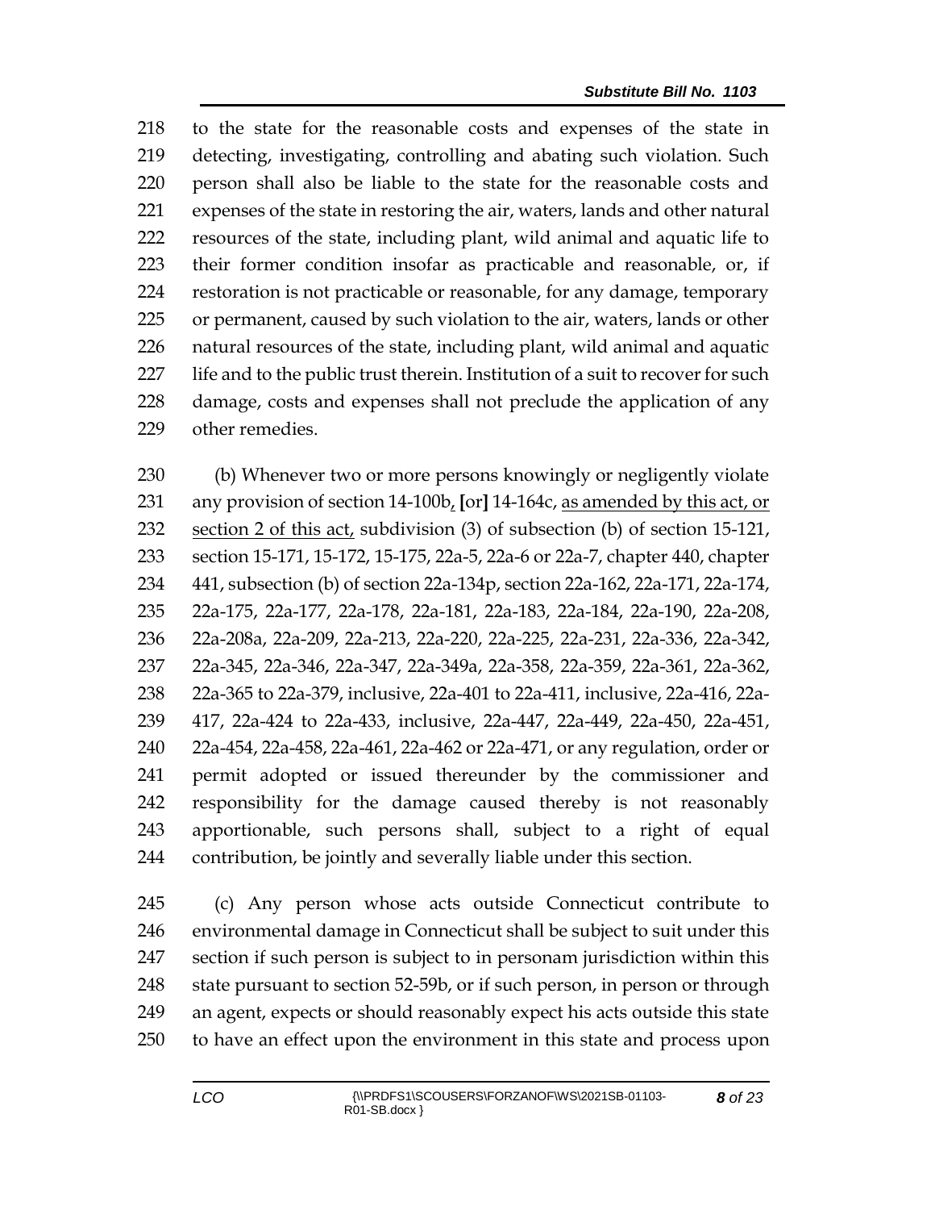to the state for the reasonable costs and expenses of the state in detecting, investigating, controlling and abating such violation. Such person shall also be liable to the state for the reasonable costs and expenses of the state in restoring the air, waters, lands and other natural resources of the state, including plant, wild animal and aquatic life to their former condition insofar as practicable and reasonable, or, if restoration is not practicable or reasonable, for any damage, temporary or permanent, caused by such violation to the air, waters, lands or other natural resources of the state, including plant, wild animal and aquatic life and to the public trust therein. Institution of a suit to recover for such damage, costs and expenses shall not preclude the application of any other remedies.

(b) Whenever two or more persons knowingly or negligently violate any provision of section 14-100b, [or] 14-164c, as amended by this act, or section 2 of this act, subdivision (3) of subsection (b) of section 15-121, section 15-171, 15-172, 15-175, 22a-5, 22a-6 or 22a-7, chapter 440, chapter 441, subsection (b) of section 22a-134p, section 22a-162, 22a-171, 22a-174, 22a-175, 22a-177, 22a-178, 22a-181, 22a-183, 22a-184, 22a-190, 22a-208, 22a-208a, 22a-209, 22a-213, 22a-220, 22a-225, 22a-231, 22a-336, 22a-342, 22a-345, 22a-346, 22a-347, 22a-349a, 22a-358, 22a-359, 22a-361, 22a-362, 22a-365 to 22a-379, inclusive, 22a-401 to 22a-411, inclusive, 22a-416, 22a-417, 22a-424 to 22a-433, inclusive, 22a-447, 22a-449, 22a-450, 22a-451, 22a-454, 22a-458, 22a-461, 22a-462 or 22a-471, or any regulation, order or permit adopted or issued thereunder by the commissioner and responsibility for the damage caused thereby is not reasonably apportionable, such persons shall, subject to a right of equal contribution, be jointly and severally liable under this section.

(c) Any person whose acts outside Connecticut contribute to environmental damage in Connecticut shall be subject to suit under this section if such person is subject to in personam jurisdiction within this state pursuant to section 52-59b, or if such person, in person or through an agent, expects or should reasonably expect his acts outside this state to have an effect upon the environment in this state and process upon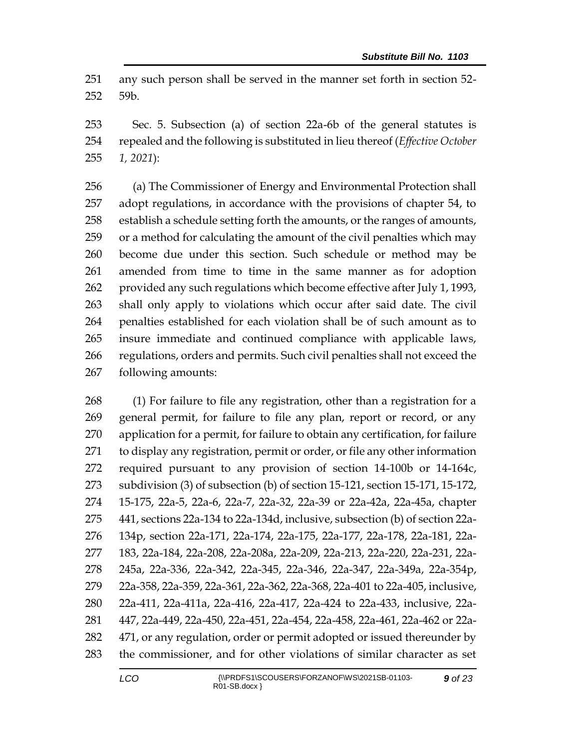any such person shall be served in the manner set forth in section 52-59b.

Sec. 5. Subsection (a) of section 22a-6b of the general statutes is repealed and the following is substituted in lieu thereof (*Effective October 1, 2021*):

(a) The Commissioner of Energy and Environmental Protection shall adopt regulations, in accordance with the provisions of chapter 54, to establish a schedule setting forth the amounts, or the ranges of amounts, or a method for calculating the amount of the civil penalties which may become due under this section. Such schedule or method may be amended from time to time in the same manner as for adoption provided any such regulations which become effective after July 1, 1993, shall only apply to violations which occur after said date. The civil penalties established for each violation shall be of such amount as to insure immediate and continued compliance with applicable laws, regulations, orders and permits. Such civil penalties shall not exceed the following amounts:

(1) For failure to file any registration, other than a registration for a general permit, for failure to file any plan, report or record, or any application for a permit, for failure to obtain any certification, for failure to display any registration, permit or order, or file any other information required pursuant to any provision of section 14-100b or 14-164c, subdivision (3) of subsection (b) of section 15-121, section 15-171, 15-172, 15-175, 22a-5, 22a-6, 22a-7, 22a-32, 22a-39 or 22a-42a, 22a-45a, chapter 441, sections 22a-134 to 22a-134d, inclusive, subsection (b) of section 22a-134p, section 22a-171, 22a-174, 22a-175, 22a-177, 22a-178, 22a-181, 22a-183, 22a-184, 22a-208, 22a-208a, 22a-209, 22a-213, 22a-220, 22a-231, 22a-245a, 22a-336, 22a-342, 22a-345, 22a-346, 22a-347, 22a-349a, 22a-354p, 22a-358, 22a-359, 22a-361, 22a-362, 22a-368, 22a-401 to 22a-405, inclusive, 22a-411, 22a-411a, 22a-416, 22a-417, 22a-424 to 22a-433, inclusive, 22a-447, 22a-449, 22a-450, 22a-451, 22a-454, 22a-458, 22a-461, 22a-462 or 22a-471, or any regulation, order or permit adopted or issued thereunder by the commissioner, and for other violations of similar character as set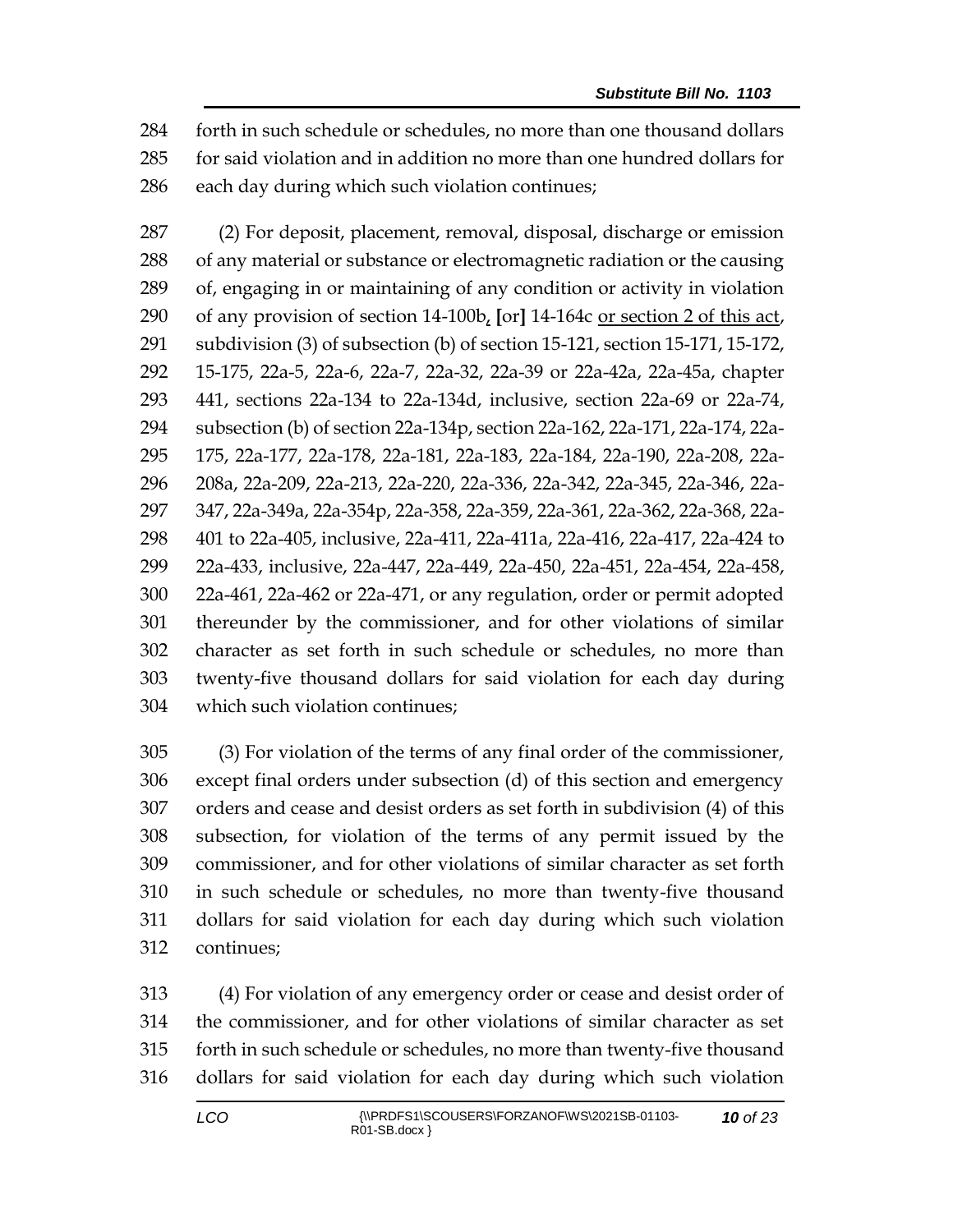forth in such schedule or schedules, no more than one thousand dollars for said violation and in addition no more than one hundred dollars for each day during which such violation continues;

(2) For deposit, placement, removal, disposal, discharge or emission of any material or substance or electromagnetic radiation or the causing of, engaging in or maintaining of any condition or activity in violation of any provision of section 14-100b, [or] 14-164c or section 2 of this act, subdivision (3) of subsection (b) of section 15-121, section 15-171, 15-172, 15-175, 22a-5, 22a-6, 22a-7, 22a-32, 22a-39 or 22a-42a, 22a-45a, chapter 441, sections 22a-134 to 22a-134d, inclusive, section 22a-69 or 22a-74, subsection (b) of section 22a-134p, section 22a-162, 22a-171, 22a-174, 22a-175, 22a-177, 22a-178, 22a-181, 22a-183, 22a-184, 22a-190, 22a-208, 22a-208a, 22a-209, 22a-213, 22a-220, 22a-336, 22a-342, 22a-345, 22a-346, 22a-347, 22a-349a, 22a-354p, 22a-358, 22a-359, 22a-361, 22a-362, 22a-368, 22a-401 to 22a-405, inclusive, 22a-411, 22a-411a, 22a-416, 22a-417, 22a-424 to 22a-433, inclusive, 22a-447, 22a-449, 22a-450, 22a-451, 22a-454, 22a-458, 22a-461, 22a-462 or 22a-471, or any regulation, order or permit adopted thereunder by the commissioner, and for other violations of similar character as set forth in such schedule or schedules, no more than twenty-five thousand dollars for said violation for each day during which such violation continues;

(3) For violation of the terms of any final order of the commissioner, except final orders under subsection (d) of this section and emergency orders and cease and desist orders as set forth in subdivision (4) of this subsection, for violation of the terms of any permit issued by the commissioner, and for other violations of similar character as set forth in such schedule or schedules, no more than twenty-five thousand dollars for said violation for each day during which such violation continues;

(4) For violation of any emergency order or cease and desist order of the commissioner, and for other violations of similar character as set forth in such schedule or schedules, no more than twenty-five thousand dollars for said violation for each day during which such violation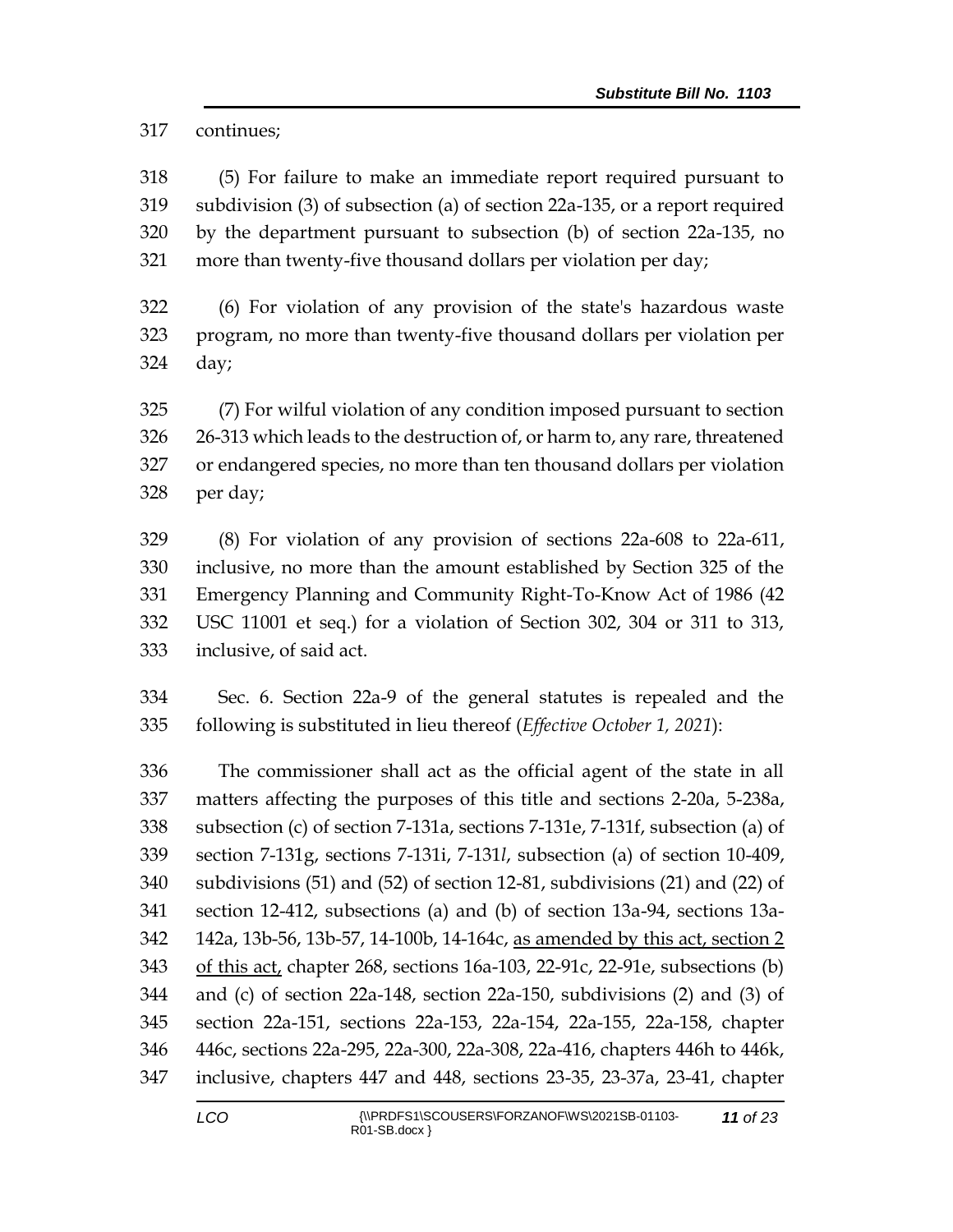continues;

(5) For failure to make an immediate report required pursuant to subdivision (3) of subsection (a) of section 22a-135, or a report required by the department pursuant to subsection (b) of section 22a-135, no more than twenty-five thousand dollars per violation per day;

(6) For violation of any provision of the state's hazardous waste program, no more than twenty-five thousand dollars per violation per day;

(7) For wilful violation of any condition imposed pursuant to section 26-313 which leads to the destruction of, or harm to, any rare, threatened or endangered species, no more than ten thousand dollars per violation per day;

(8) For violation of any provision of sections 22a-608 to 22a-611, inclusive, no more than the amount established by Section 325 of the Emergency Planning and Community Right-To-Know Act of 1986 (42 USC 11001 et seq.) for a violation of Section 302, 304 or 311 to 313, inclusive, of said act.

Sec. 6. Section 22a-9 of the general statutes is repealed and the following is substituted in lieu thereof (*Effective October 1, 2021*):

The commissioner shall act as the official agent of the state in all matters affecting the purposes of this title and sections 2-20a, 5-238a, subsection (c) of section 7-131a, sections 7-131e, 7-131f, subsection (a) of section 7-131g, sections 7-131i, 7-131*l*, subsection (a) of section 10-409, subdivisions (51) and (52) of section 12-81, subdivisions (21) and (22) of section 12-412, subsections (a) and (b) of section 13a-94, sections 13a-142a, 13b-56, 13b-57, 14-100b, 14-164c, as amended by this act, section 2 of this act, chapter 268, sections 16a-103, 22-91c, 22-91e, subsections (b) and (c) of section 22a-148, section 22a-150, subdivisions (2) and (3) of section 22a-151, sections 22a-153, 22a-154, 22a-155, 22a-158, chapter 446c, sections 22a-295, 22a-300, 22a-308, 22a-416, chapters 446h to 446k, inclusive, chapters 447 and 448, sections 23-35, 23-37a, 23-41, chapter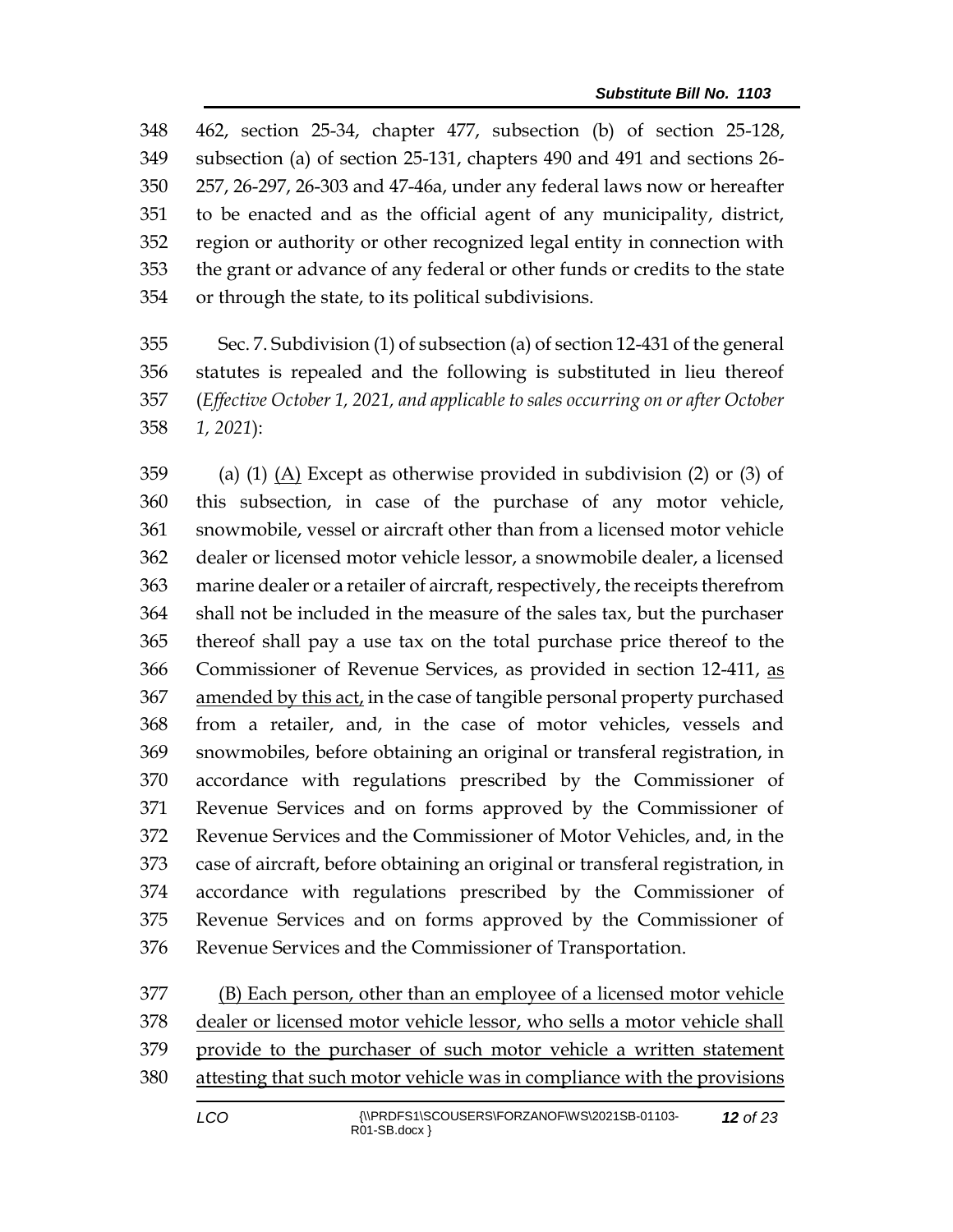462, section 25-34, chapter 477, subsection (b) of section 25-128, subsection (a) of section 25-131, chapters 490 and 491 and sections 26-257, 26-297, 26-303 and 47-46a, under any federal laws now or hereafter to be enacted and as the official agent of any municipality, district, region or authority or other recognized legal entity in connection with the grant or advance of any federal or other funds or credits to the state or through the state, to its political subdivisions.

Sec. 7. Subdivision (1) of subsection (a) of section 12-431 of the general statutes is repealed and the following is substituted in lieu thereof (*Effective October 1, 2021, and applicable to sales occurring on or after October 1, 2021*):

(a) (1) <u>(A)</u> Except as otherwise provided in subdivision (2) or (3) of this subsection, in case of the purchase of any motor vehicle, snowmobile, vessel or aircraft other than from a licensed motor vehicle dealer or licensed motor vehicle lessor, a snowmobile dealer, a licensed marine dealer or a retailer of aircraft, respectively, the receipts therefrom shall not be included in the measure of the sales tax, but the purchaser thereof shall pay a use tax on the total purchase price thereof to the Commissioner of Revenue Services, as provided in section 12-411, <u>as amended by this act,</u> in the case of tangible personal property purchased from a retailer, and, in the case of motor vehicles, vessels and snowmobiles, before obtaining an original or transferal registration, in accordance with regulations prescribed by the Commissioner of Revenue Services and on forms approved by the Commissioner of Revenue Services and the Commissioner of Motor Vehicles, and, in the case of aircraft, before obtaining an original or transferal registration, in accordance with regulations prescribed by the Commissioner of Revenue Services and on forms approved by the Commissioner of Revenue Services and the Commissioner of Transportation.

<u>(B) Each person, other than an employee of a licensed motor vehicle dealer or licensed motor vehicle lessor, who sells a motor vehicle shall provide to the purchaser of such motor vehicle a written statement attesting that such motor vehicle was in compliance with the provisions</u>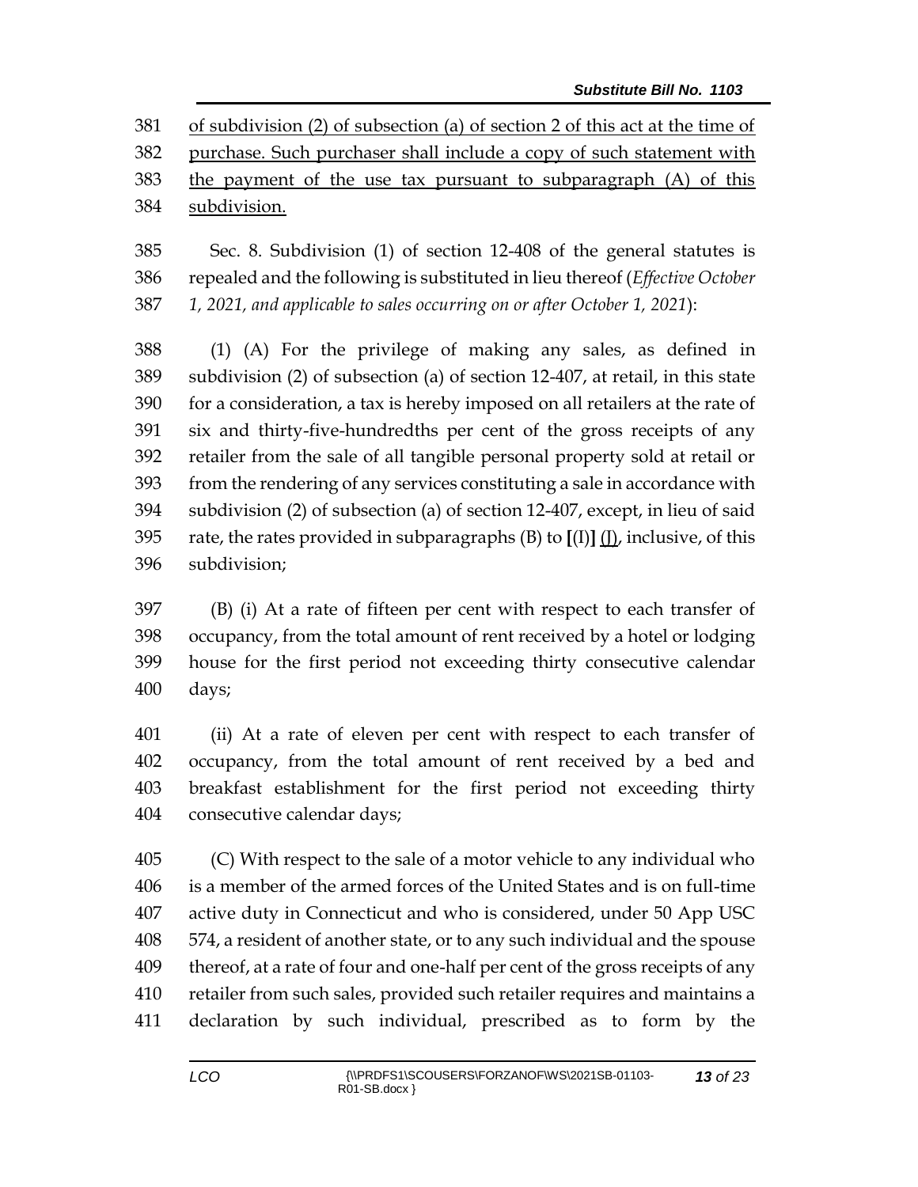of subdivision (2) of subsection (a) of section 2 of this act at the time of purchase. Such purchaser shall include a copy of such statement with the payment of the use tax pursuant to subparagraph (A) of this subdivision.

Sec. 8. Subdivision (1) of section 12-408 of the general statutes is repealed and the following is substituted in lieu thereof (*Effective October 1, 2021, and applicable to sales occurring on or after October 1, 2021*):

(1) (A) For the privilege of making any sales, as defined in subdivision (2) of subsection (a) of section 12-407, at retail, in this state for a consideration, a tax is hereby imposed on all retailers at the rate of six and thirty-five-hundredths per cent of the gross receipts of any retailer from the sale of all tangible personal property sold at retail or from the rendering of any services constituting a sale in accordance with subdivision (2) of subsection (a) of section 12-407, except, in lieu of said rate, the rates provided in subparagraphs (B) to **[**(I)**]** (J), inclusive, of this subdivision;

(B) (i) At a rate of fifteen per cent with respect to each transfer of occupancy, from the total amount of rent received by a hotel or lodging house for the first period not exceeding thirty consecutive calendar days;

(ii) At a rate of eleven per cent with respect to each transfer of occupancy, from the total amount of rent received by a bed and breakfast establishment for the first period not exceeding thirty consecutive calendar days;

(C) With respect to the sale of a motor vehicle to any individual who is a member of the armed forces of the United States and is on full-time active duty in Connecticut and who is considered, under 50 App USC 574, a resident of another state, or to any such individual and the spouse thereof, at a rate of four and one-half per cent of the gross receipts of any retailer from such sales, provided such retailer requires and maintains a declaration by such individual, prescribed as to form by the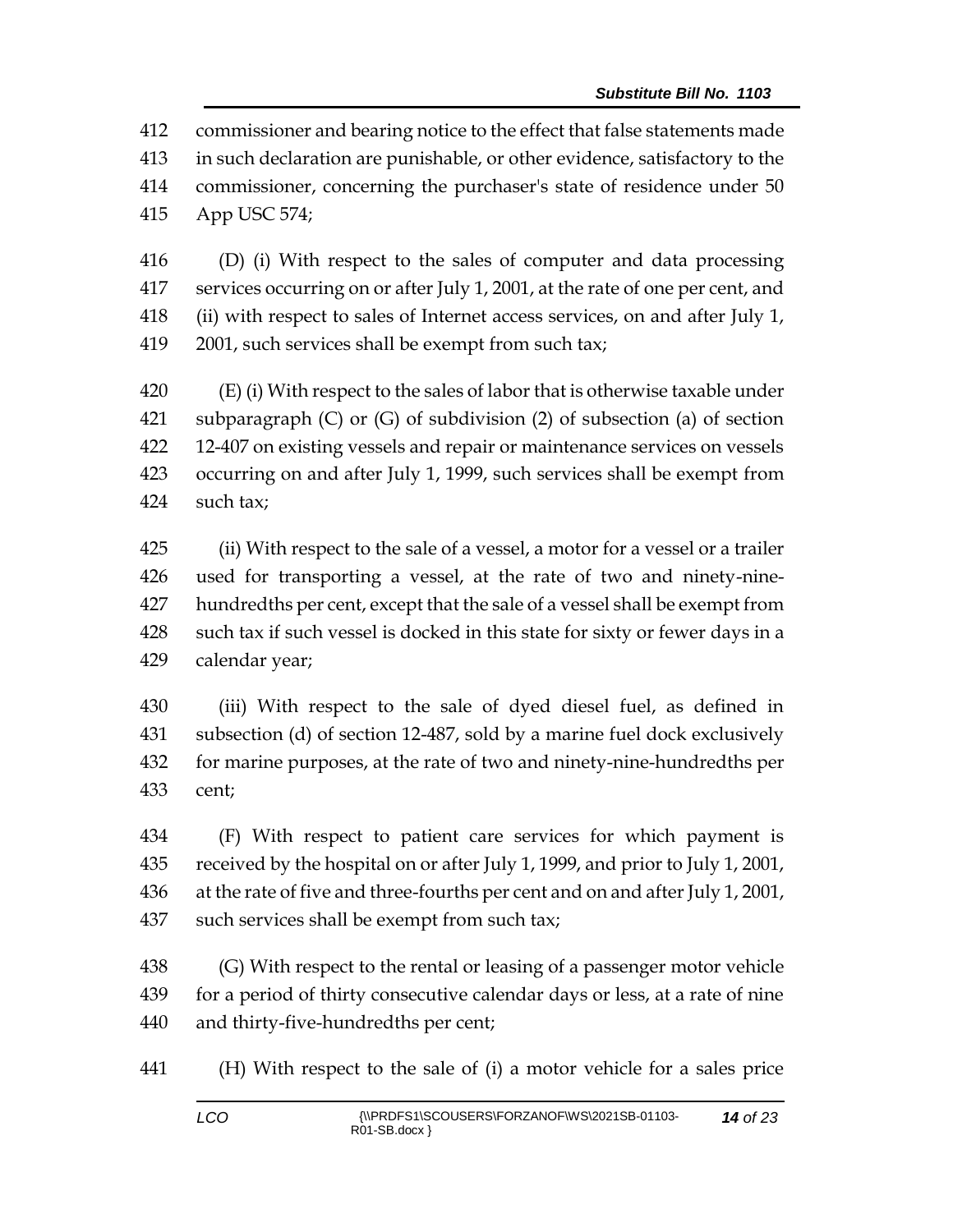commissioner and bearing notice to the effect that false statements made in such declaration are punishable, or other evidence, satisfactory to the commissioner, concerning the purchaser's state of residence under 50 App USC 574;

(D) (i) With respect to the sales of computer and data processing services occurring on or after July 1, 2001, at the rate of one per cent, and (ii) with respect to sales of Internet access services, on and after July 1, 2001, such services shall be exempt from such tax;

(E) (i) With respect to the sales of labor that is otherwise taxable under subparagraph (C) or (G) of subdivision (2) of subsection (a) of section 12-407 on existing vessels and repair or maintenance services on vessels occurring on and after July 1, 1999, such services shall be exempt from such tax;

(ii) With respect to the sale of a vessel, a motor for a vessel or a trailer used for transporting a vessel, at the rate of two and ninety-nine-hundredths per cent, except that the sale of a vessel shall be exempt from such tax if such vessel is docked in this state for sixty or fewer days in a calendar year;

(iii) With respect to the sale of dyed diesel fuel, as defined in subsection (d) of section 12-487, sold by a marine fuel dock exclusively for marine purposes, at the rate of two and ninety-nine-hundredths per cent;

(F) With respect to patient care services for which payment is received by the hospital on or after July 1, 1999, and prior to July 1, 2001, at the rate of five and three-fourths per cent and on and after July 1, 2001, such services shall be exempt from such tax;

(G) With respect to the rental or leasing of a passenger motor vehicle for a period of thirty consecutive calendar days or less, at a rate of nine and thirty-five-hundredths per cent;

(H) With respect to the sale of (i) a motor vehicle for a sales price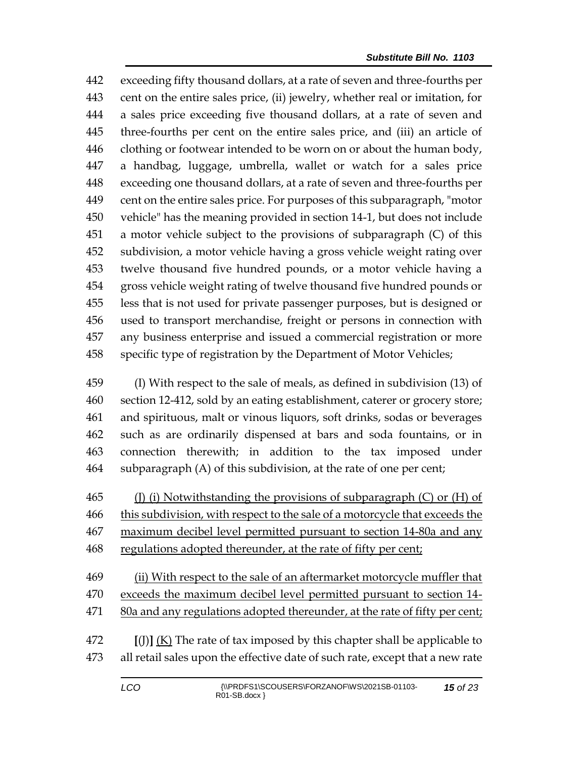442 exceeding fifty thousand dollars, at a rate of seven and three-fourths per
443 cent on the entire sales price, (ii) jewelry, whether real or imitation, for
444 a sales price exceeding five thousand dollars, at a rate of seven and
445 three-fourths per cent on the entire sales price, and (iii) an article of
446 clothing or footwear intended to be worn on or about the human body,
447 a handbag, luggage, umbrella, wallet or watch for a sales price
448 exceeding one thousand dollars, at a rate of seven and three-fourths per
449 cent on the entire sales price. For purposes of this subparagraph, "motor
450 vehicle" has the meaning provided in section 14-1, but does not include
451 a motor vehicle subject to the provisions of subparagraph (C) of this
452 subdivision, a motor vehicle having a gross vehicle weight rating over
453 twelve thousand five hundred pounds, or a motor vehicle having a
454 gross vehicle weight rating of twelve thousand five hundred pounds or
455 less that is not used for private passenger purposes, but is designed or
456 used to transport merchandise, freight or persons in connection with
457 any business enterprise and issued a commercial registration or more
458 specific type of registration by the Department of Motor Vehicles;

459 (I) With respect to the sale of meals, as defined in subdivision (13) of
460 section 12-412, sold by an eating establishment, caterer or grocery store;
461 and spirituous, malt or vinous liquors, soft drinks, sodas or beverages
462 such as are ordinarily dispensed at bars and soda fountains, or in
463 connection therewith; in addition to the tax imposed under
464 subparagraph (A) of this subdivision, at the rate of one per cent;

465 <u>(J) (i) Notwithstanding the provisions of subparagraph (C) or (H) of</u>
466 <u>this subdivision, with respect to the sale of a motorcycle that exceeds the</u>
467 <u>maximum decibel level permitted pursuant to section 14-80a and any</u>
468 <u>regulations adopted thereunder, at the rate of fifty per cent;</u>

469 <u>(ii) With respect to the sale of an aftermarket motorcycle muffler that</u>
470 <u>exceeds the maximum decibel level permitted pursuant to section 14-</u>
471 <u>80a and any regulations adopted thereunder, at the rate of fifty per cent;</u>

472 **[**(J)**]** <u>(K)</u> The rate of tax imposed by this chapter shall be applicable to
473 all retail sales upon the effective date of such rate, except that a new rate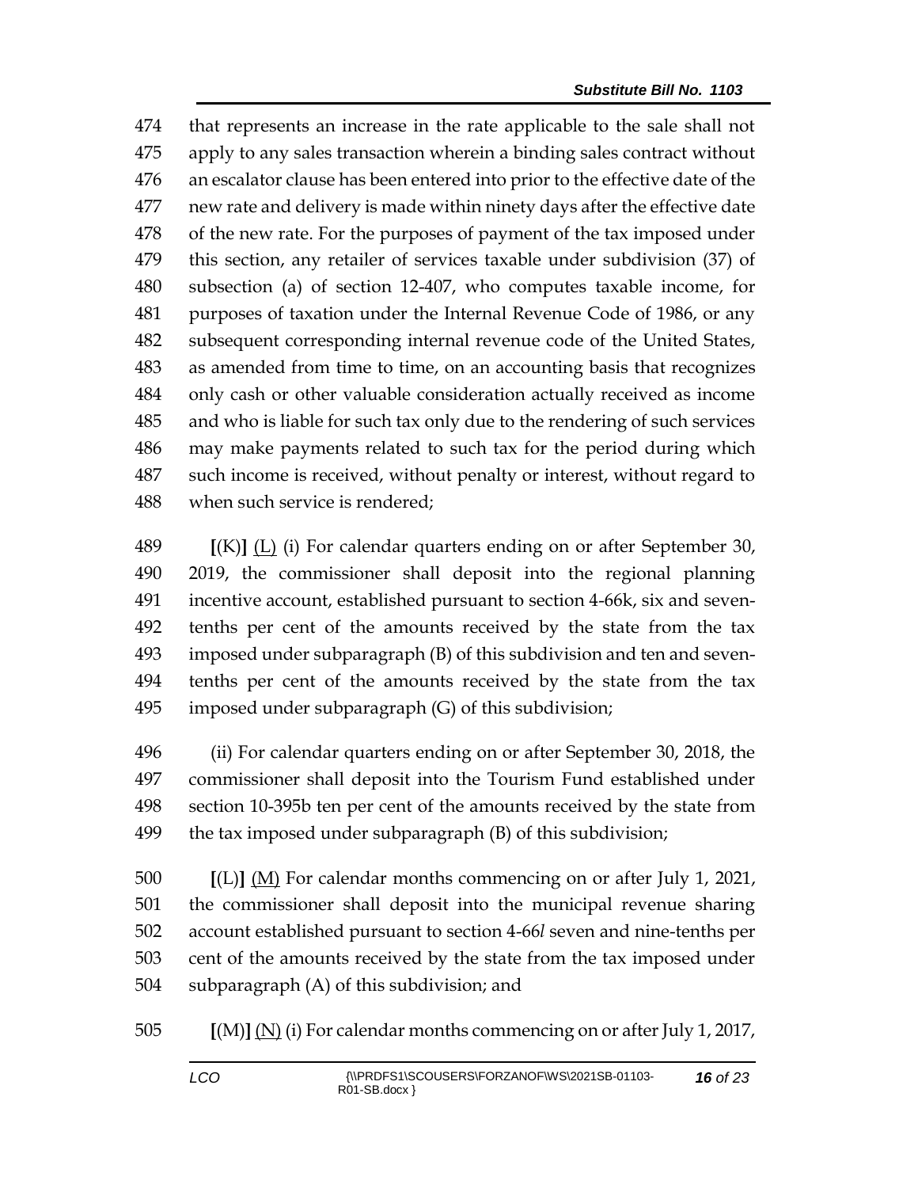474 that represents an increase in the rate applicable to the sale shall not
475 apply to any sales transaction wherein a binding sales contract without
476 an escalator clause has been entered into prior to the effective date of the
477 new rate and delivery is made within ninety days after the effective date
478 of the new rate. For the purposes of payment of the tax imposed under
479 this section, any retailer of services taxable under subdivision (37) of
480 subsection (a) of section 12-407, who computes taxable income, for
481 purposes of taxation under the Internal Revenue Code of 1986, or any
482 subsequent corresponding internal revenue code of the United States,
483 as amended from time to time, on an accounting basis that recognizes
484 only cash or other valuable consideration actually received as income
485 and who is liable for such tax only due to the rendering of such services
486 may make payments related to such tax for the period during which
487 such income is received, without penalty or interest, without regard to
488 when such service is rendered;

489 **[**(K)**]** <u>(L)</u> (i) For calendar quarters ending on or after September 30,
490 2019, the commissioner shall deposit into the regional planning
491 incentive account, established pursuant to section 4-66k, six and seven-
492 tenths per cent of the amounts received by the state from the tax
493 imposed under subparagraph (B) of this subdivision and ten and seven-
494 tenths per cent of the amounts received by the state from the tax
495 imposed under subparagraph (G) of this subdivision;

496 (ii) For calendar quarters ending on or after September 30, 2018, the
497 commissioner shall deposit into the Tourism Fund established under
498 section 10-395b ten per cent of the amounts received by the state from
499 the tax imposed under subparagraph (B) of this subdivision;

500 **[**(L)**]** <u>(M)</u> For calendar months commencing on or after July 1, 2021,
501 the commissioner shall deposit into the municipal revenue sharing
502 account established pursuant to section 4-66*l* seven and nine-tenths per
503 cent of the amounts received by the state from the tax imposed under
504 subparagraph (A) of this subdivision; and

505 **[**(M)**]** <u>(N)</u> (i) For calendar months commencing on or after July 1, 2017,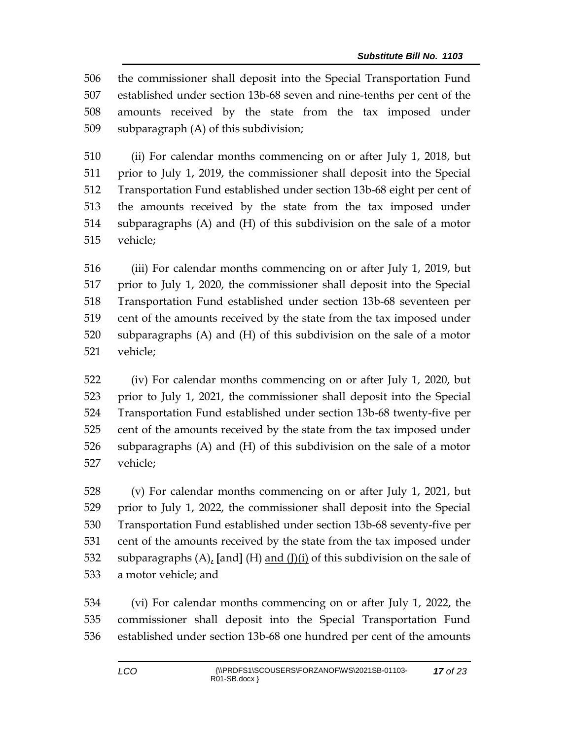506 the commissioner shall deposit into the Special Transportation Fund
507 established under section 13b-68 seven and nine-tenths per cent of the
508 amounts received by the state from the tax imposed under
509 subparagraph (A) of this subdivision;

510 (ii) For calendar months commencing on or after July 1, 2018, but
511 prior to July 1, 2019, the commissioner shall deposit into the Special
512 Transportation Fund established under section 13b-68 eight per cent of
513 the amounts received by the state from the tax imposed under
514 subparagraphs (A) and (H) of this subdivision on the sale of a motor
515 vehicle;

516 (iii) For calendar months commencing on or after July 1, 2019, but
517 prior to July 1, 2020, the commissioner shall deposit into the Special
518 Transportation Fund established under section 13b-68 seventeen per
519 cent of the amounts received by the state from the tax imposed under
520 subparagraphs (A) and (H) of this subdivision on the sale of a motor
521 vehicle;

522 (iv) For calendar months commencing on or after July 1, 2020, but
523 prior to July 1, 2021, the commissioner shall deposit into the Special
524 Transportation Fund established under section 13b-68 twenty-five per
525 cent of the amounts received by the state from the tax imposed under
526 subparagraphs (A) and (H) of this subdivision on the sale of a motor
527 vehicle;

528 (v) For calendar months commencing on or after July 1, 2021, but
529 prior to July 1, 2022, the commissioner shall deposit into the Special
530 Transportation Fund established under section 13b-68 seventy-five per
531 cent of the amounts received by the state from the tax imposed under
532 subparagraphs (A), **[**and**]** (H) <u>and (J)(i)</u> of this subdivision on the sale of
533 a motor vehicle; and

534 (vi) For calendar months commencing on or after July 1, 2022, the
535 commissioner shall deposit into the Special Transportation Fund
536 established under section 13b-68 one hundred per cent of the amounts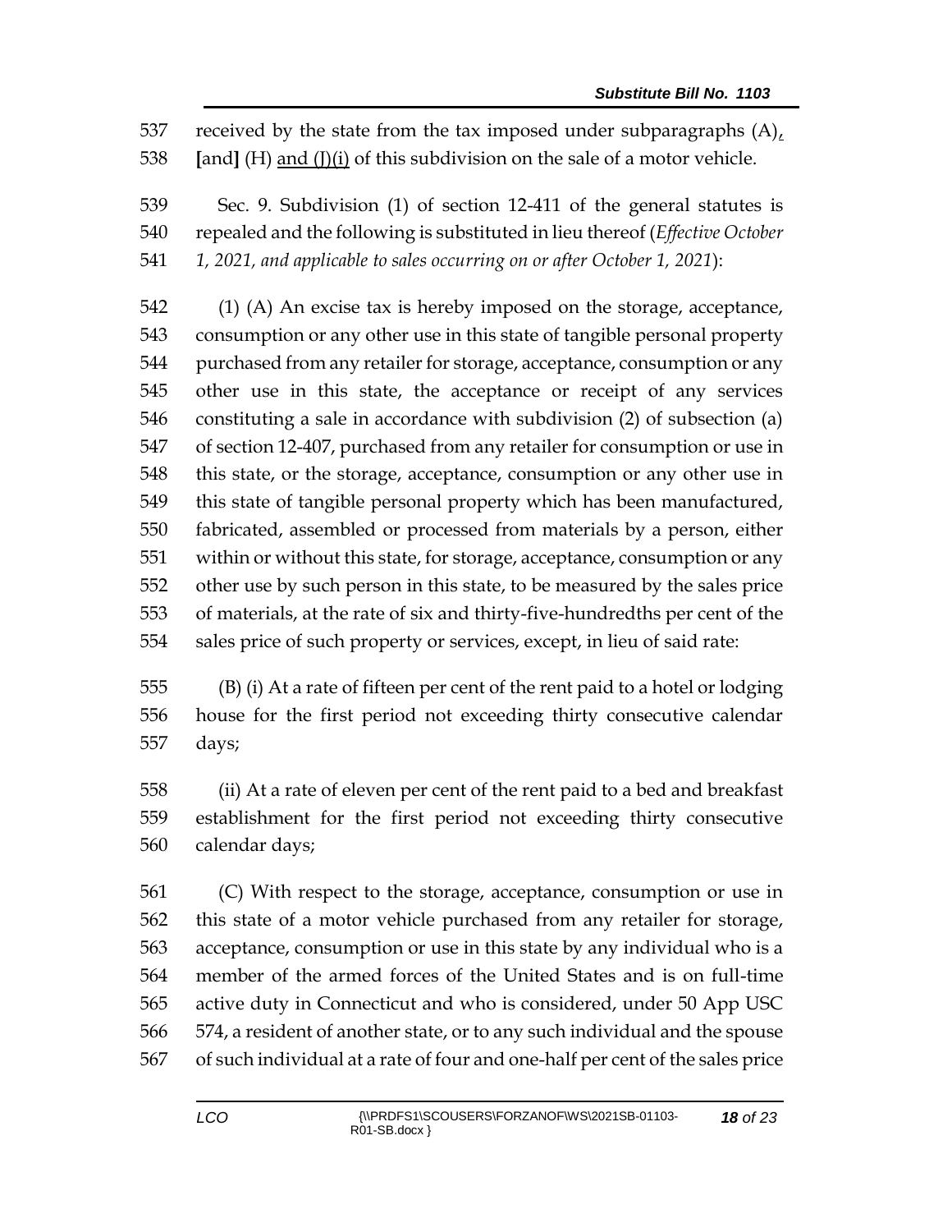received by the state from the tax imposed under subparagraphs (A), [and] (H) <u>and (J)(i)</u> of this subdivision on the sale of a motor vehicle.

Sec. 9. Subdivision (1) of section 12-411 of the general statutes is repealed and the following is substituted in lieu thereof (*Effective October 1, 2021, and applicable to sales occurring on or after October 1, 2021*):

(1) (A) An excise tax is hereby imposed on the storage, acceptance, consumption or any other use in this state of tangible personal property purchased from any retailer for storage, acceptance, consumption or any other use in this state, the acceptance or receipt of any services constituting a sale in accordance with subdivision (2) of subsection (a) of section 12-407, purchased from any retailer for consumption or use in this state, or the storage, acceptance, consumption or any other use in this state of tangible personal property which has been manufactured, fabricated, assembled or processed from materials by a person, either within or without this state, for storage, acceptance, consumption or any other use by such person in this state, to be measured by the sales price of materials, at the rate of six and thirty-five-hundredths per cent of the sales price of such property or services, except, in lieu of said rate:

(B) (i) At a rate of fifteen per cent of the rent paid to a hotel or lodging house for the first period not exceeding thirty consecutive calendar days;

(ii) At a rate of eleven per cent of the rent paid to a bed and breakfast establishment for the first period not exceeding thirty consecutive calendar days;

(C) With respect to the storage, acceptance, consumption or use in this state of a motor vehicle purchased from any retailer for storage, acceptance, consumption or use in this state by any individual who is a member of the armed forces of the United States and is on full-time active duty in Connecticut and who is considered, under 50 App USC 574, a resident of another state, or to any such individual and the spouse of such individual at a rate of four and one-half per cent of the sales price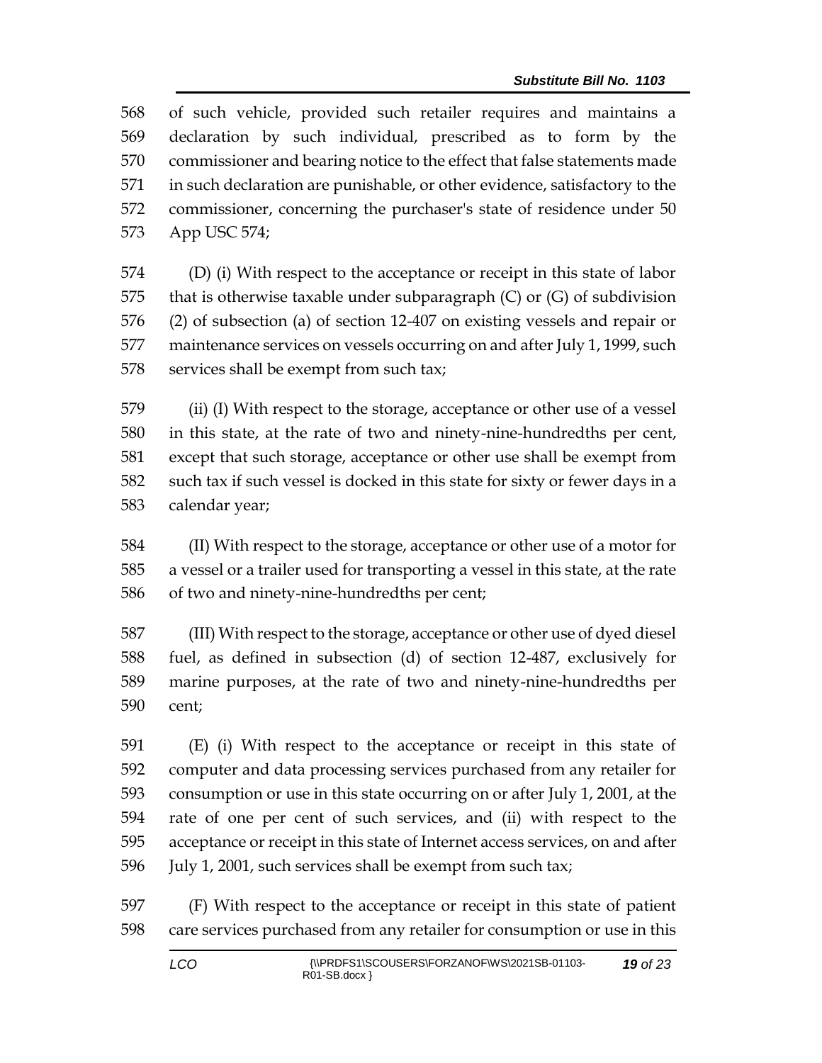of such vehicle, provided such retailer requires and maintains a declaration by such individual, prescribed as to form by the commissioner and bearing notice to the effect that false statements made in such declaration are punishable, or other evidence, satisfactory to the commissioner, concerning the purchaser's state of residence under 50 App USC 574;

(D) (i) With respect to the acceptance or receipt in this state of labor that is otherwise taxable under subparagraph (C) or (G) of subdivision (2) of subsection (a) of section 12-407 on existing vessels and repair or maintenance services on vessels occurring on and after July 1, 1999, such services shall be exempt from such tax;

(ii) (I) With respect to the storage, acceptance or other use of a vessel in this state, at the rate of two and ninety-nine-hundredths per cent, except that such storage, acceptance or other use shall be exempt from such tax if such vessel is docked in this state for sixty or fewer days in a calendar year;

(II) With respect to the storage, acceptance or other use of a motor for a vessel or a trailer used for transporting a vessel in this state, at the rate of two and ninety-nine-hundredths per cent;

(III) With respect to the storage, acceptance or other use of dyed diesel fuel, as defined in subsection (d) of section 12-487, exclusively for marine purposes, at the rate of two and ninety-nine-hundredths per cent;

(E) (i) With respect to the acceptance or receipt in this state of computer and data processing services purchased from any retailer for consumption or use in this state occurring on or after July 1, 2001, at the rate of one per cent of such services, and (ii) with respect to the acceptance or receipt in this state of Internet access services, on and after July 1, 2001, such services shall be exempt from such tax;

(F) With respect to the acceptance or receipt in this state of patient care services purchased from any retailer for consumption or use in this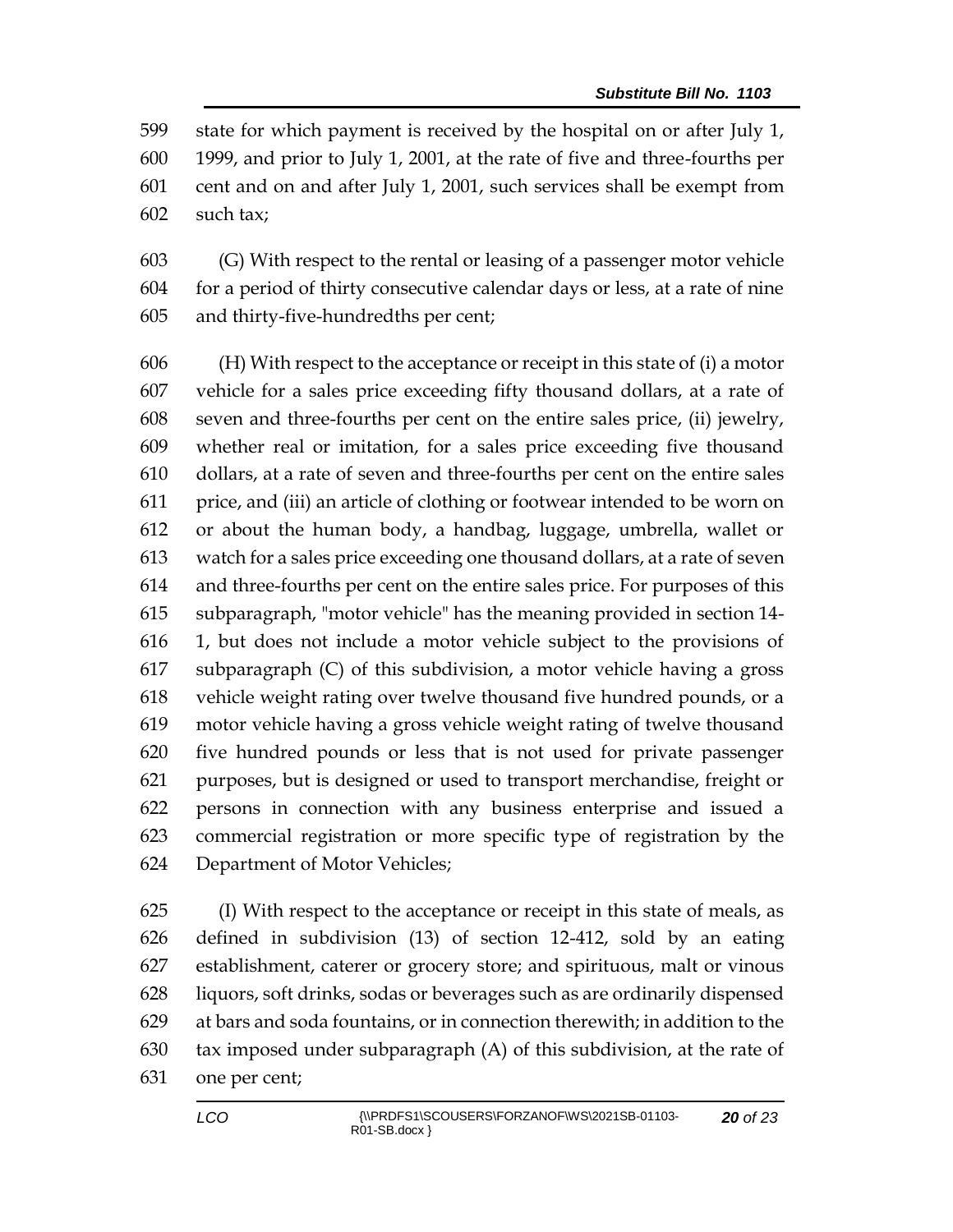state for which payment is received by the hospital on or after July 1, 1999, and prior to July 1, 2001, at the rate of five and three-fourths per cent and on and after July 1, 2001, such services shall be exempt from such tax;

(G) With respect to the rental or leasing of a passenger motor vehicle for a period of thirty consecutive calendar days or less, at a rate of nine and thirty-five-hundredths per cent;

(H) With respect to the acceptance or receipt in this state of (i) a motor vehicle for a sales price exceeding fifty thousand dollars, at a rate of seven and three-fourths per cent on the entire sales price, (ii) jewelry, whether real or imitation, for a sales price exceeding five thousand dollars, at a rate of seven and three-fourths per cent on the entire sales price, and (iii) an article of clothing or footwear intended to be worn on or about the human body, a handbag, luggage, umbrella, wallet or watch for a sales price exceeding one thousand dollars, at a rate of seven and three-fourths per cent on the entire sales price. For purposes of this subparagraph, "motor vehicle" has the meaning provided in section 14-1, but does not include a motor vehicle subject to the provisions of subparagraph (C) of this subdivision, a motor vehicle having a gross vehicle weight rating over twelve thousand five hundred pounds, or a motor vehicle having a gross vehicle weight rating of twelve thousand five hundred pounds or less that is not used for private passenger purposes, but is designed or used to transport merchandise, freight or persons in connection with any business enterprise and issued a commercial registration or more specific type of registration by the Department of Motor Vehicles;

(I) With respect to the acceptance or receipt in this state of meals, as defined in subdivision (13) of section 12-412, sold by an eating establishment, caterer or grocery store; and spirituous, malt or vinous liquors, soft drinks, sodas or beverages such as are ordinarily dispensed at bars and soda fountains, or in connection therewith; in addition to the tax imposed under subparagraph (A) of this subdivision, at the rate of one per cent;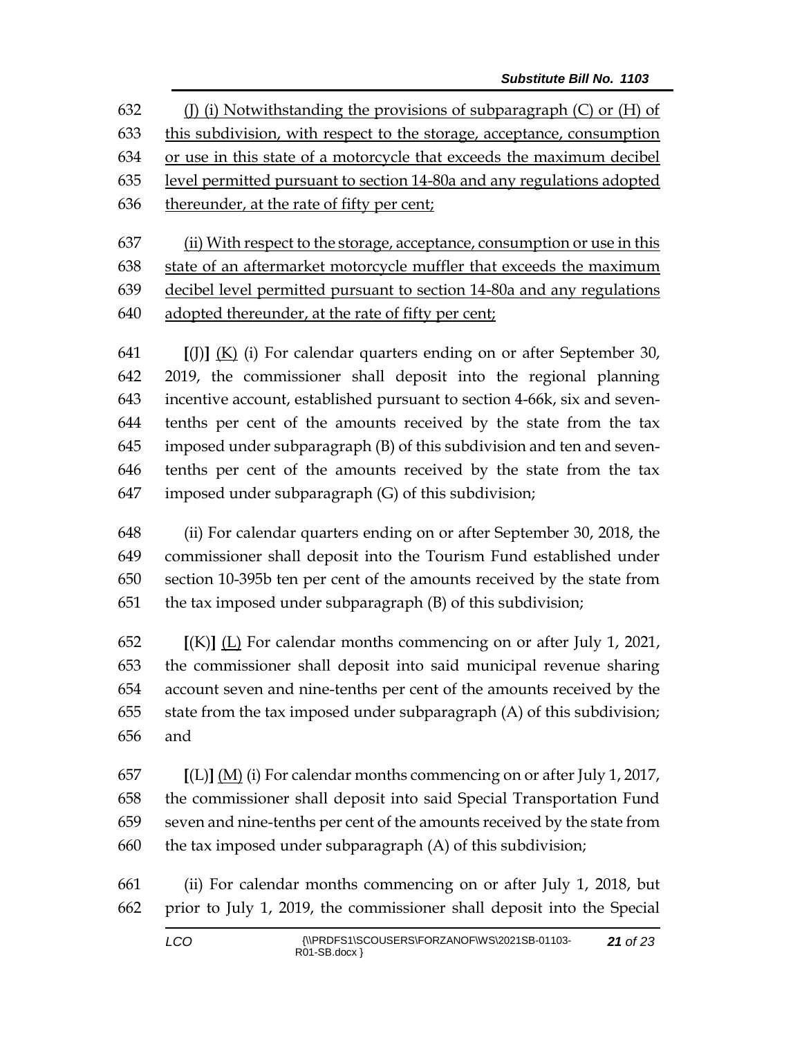632 (J) (i) Notwithstanding the provisions of subparagraph (C) or (H) of
633 this subdivision, with respect to the storage, acceptance, consumption
634 or use in this state of a motorcycle that exceeds the maximum decibel
635 level permitted pursuant to section 14-80a and any regulations adopted
636 thereunder, at the rate of fifty per cent;

637 (ii) With respect to the storage, acceptance, consumption or use in this
638 state of an aftermarket motorcycle muffler that exceeds the maximum
639 decibel level permitted pursuant to section 14-80a and any regulations
640 adopted thereunder, at the rate of fifty per cent;

641 [(J)] (K) (i) For calendar quarters ending on or after September 30,
642 2019, the commissioner shall deposit into the regional planning
643 incentive account, established pursuant to section 4-66k, six and seven-
644 tenths per cent of the amounts received by the state from the tax
645 imposed under subparagraph (B) of this subdivision and ten and seven-
646 tenths per cent of the amounts received by the state from the tax
647 imposed under subparagraph (G) of this subdivision;

648 (ii) For calendar quarters ending on or after September 30, 2018, the
649 commissioner shall deposit into the Tourism Fund established under
650 section 10-395b ten per cent of the amounts received by the state from
651 the tax imposed under subparagraph (B) of this subdivision;

652 [(K)] (L) For calendar months commencing on or after July 1, 2021,
653 the commissioner shall deposit into said municipal revenue sharing
654 account seven and nine-tenths per cent of the amounts received by the
655 state from the tax imposed under subparagraph (A) of this subdivision;
656 and

657 [(L)] (M) (i) For calendar months commencing on or after July 1, 2017,
658 the commissioner shall deposit into said Special Transportation Fund
659 seven and nine-tenths per cent of the amounts received by the state from
660 the tax imposed under subparagraph (A) of this subdivision;

661 (ii) For calendar months commencing on or after July 1, 2018, but
662 prior to July 1, 2019, the commissioner shall deposit into the Special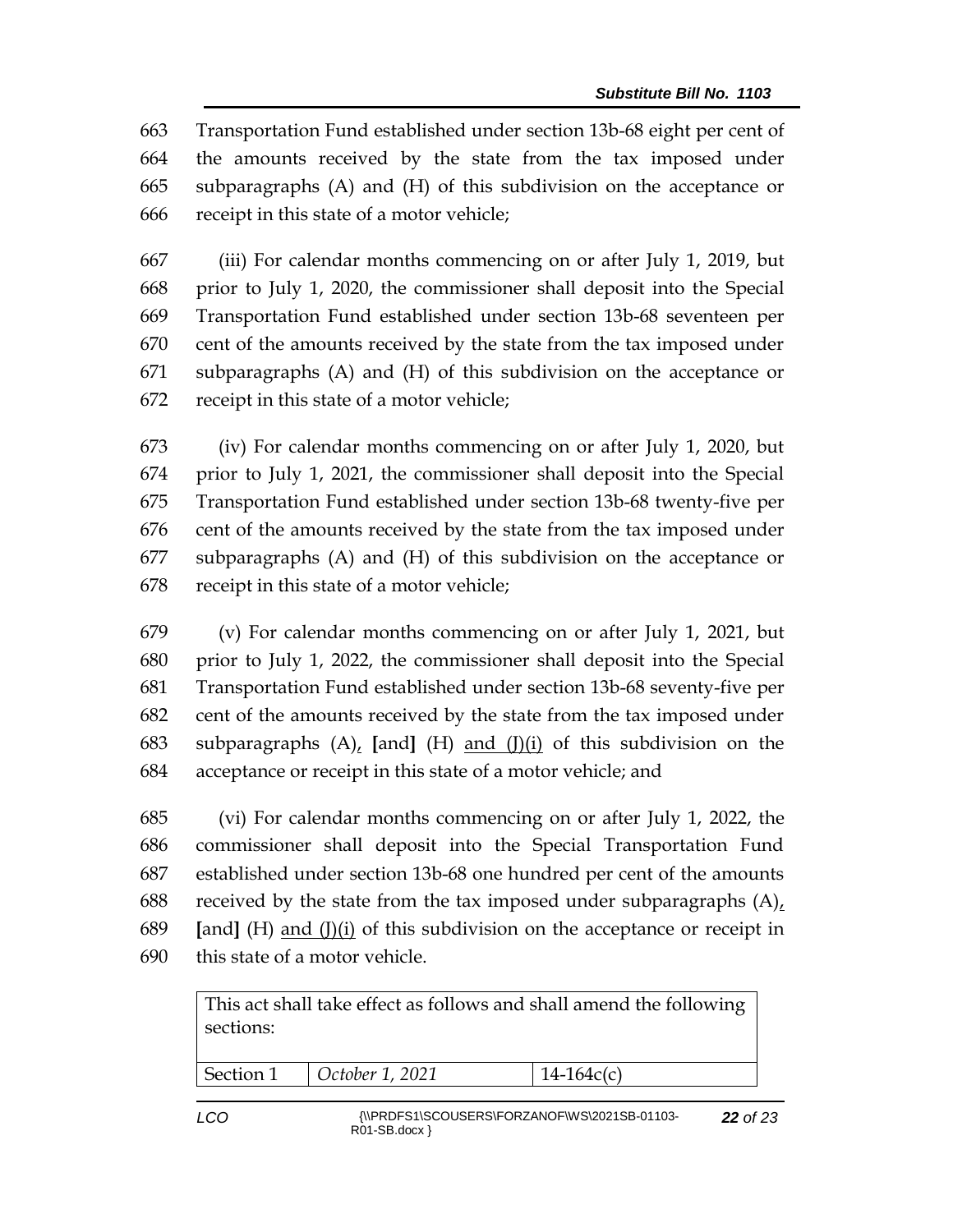663 Transportation Fund established under section 13b-68 eight per cent of
664 the amounts received by the state from the tax imposed under
665 subparagraphs (A) and (H) of this subdivision on the acceptance or
666 receipt in this state of a motor vehicle;

667 (iii) For calendar months commencing on or after July 1, 2019, but
668 prior to July 1, 2020, the commissioner shall deposit into the Special
669 Transportation Fund established under section 13b-68 seventeen per
670 cent of the amounts received by the state from the tax imposed under
671 subparagraphs (A) and (H) of this subdivision on the acceptance or
672 receipt in this state of a motor vehicle;

673 (iv) For calendar months commencing on or after July 1, 2020, but
674 prior to July 1, 2021, the commissioner shall deposit into the Special
675 Transportation Fund established under section 13b-68 twenty-five per
676 cent of the amounts received by the state from the tax imposed under
677 subparagraphs (A) and (H) of this subdivision on the acceptance or
678 receipt in this state of a motor vehicle;

679 (v) For calendar months commencing on or after July 1, 2021, but
680 prior to July 1, 2022, the commissioner shall deposit into the Special
681 Transportation Fund established under section 13b-68 seventy-five per
682 cent of the amounts received by the state from the tax imposed under
683 subparagraphs (A)<u>,</u> **[**and**]** (H) <u>and (J)(i)</u> of this subdivision on the
684 acceptance or receipt in this state of a motor vehicle; and

685 (vi) For calendar months commencing on or after July 1, 2022, the
686 commissioner shall deposit into the Special Transportation Fund
687 established under section 13b-68 one hundred per cent of the amounts
688 received by the state from the tax imposed under subparagraphs (A)<u>,</u>
689 **[**and**]** (H) <u>and (J)(i)</u> of this subdivision on the acceptance or receipt in
690 this state of a motor vehicle.

| This act shall take effect as follows and shall amend the following sections: | | |
|---|---|---|
| Section 1 | *October 1, 2021* | 14-164c(c) |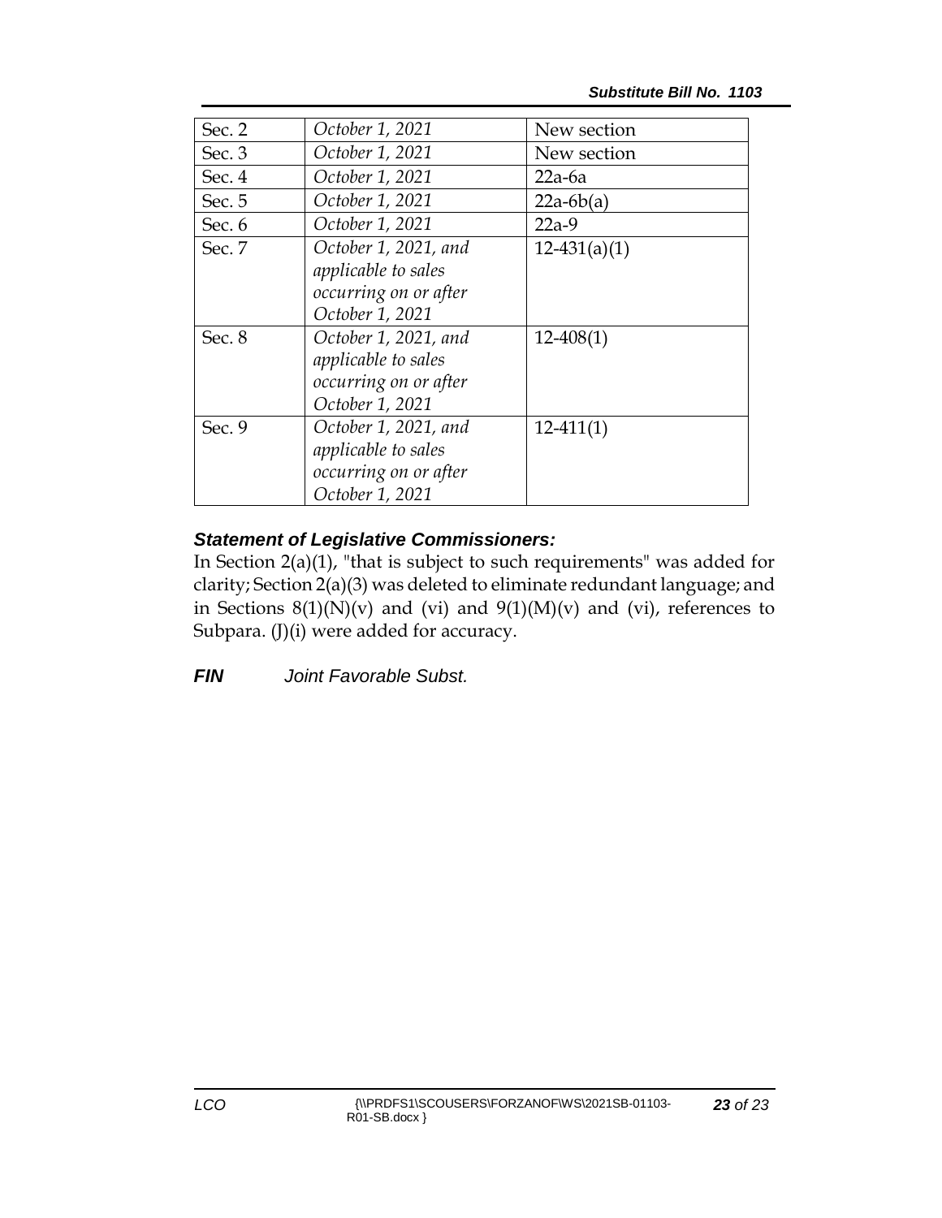| | | |
|---|---|---|
| Sec. 2 | *October 1, 2021* | New section |
| Sec. 3 | *October 1, 2021* | New section |
| Sec. 4 | *October 1, 2021* | 22a-6a |
| Sec. 5 | *October 1, 2021* | 22a-6b(a) |
| Sec. 6 | *October 1, 2021* | 22a-9 |
| Sec. 7 | *October 1, 2021, and applicable to sales occurring on or after October 1, 2021* | 12-431(a)(1) |
| Sec. 8 | *October 1, 2021, and applicable to sales occurring on or after October 1, 2021* | 12-408(1) |
| Sec. 9 | *October 1, 2021, and applicable to sales occurring on or after October 1, 2021* | 12-411(1) |

***Statement of Legislative Commissioners:***

In Section 2(a)(1), "that is subject to such requirements" was added for clarity; Section 2(a)(3) was deleted to eliminate redundant language; and in Sections 8(1)(N)(v) and (vi) and 9(1)(M)(v) and (vi), references to Subpara. (J)(i) were added for accuracy.

***FIN*** *Joint Favorable Subst.*